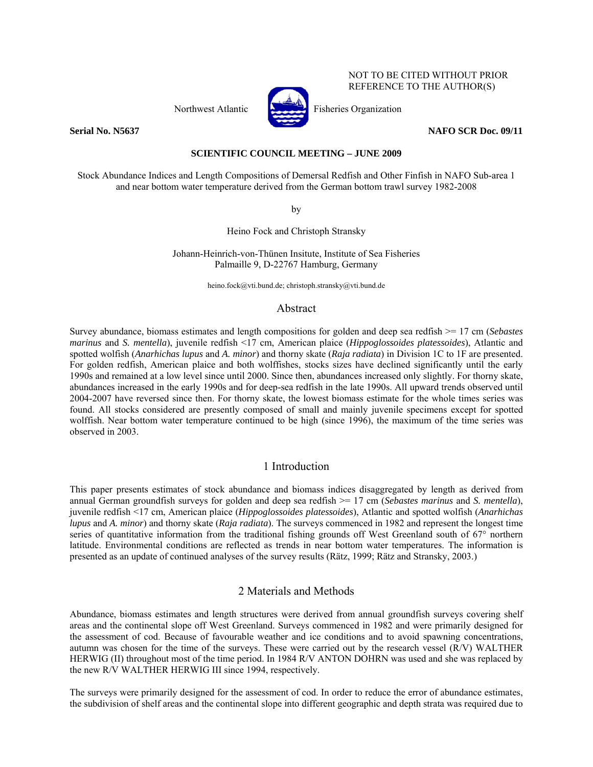NOT TO BE CITED WITHOUT PRIOR REFERENCE TO THE AUTHOR(S)

Northwest Atlantic Fisheries Organization

**Serial No. N5637** **NAFO SCR Doc. 09/11**

**SCIENTIFIC COUNCIL MEETING – JUNE 2009**

# Stock Abundance Indices and Length Compositions of Demersal Redfish and Other Finfish in NAFO Sub-area 1 and near bottom water temperature derived from the German bottom trawl survey 1982-2008

by

Heino Fock and Christoph Stransky

Johann-Heinrich-von-Thünen Insitute, Institute of Sea Fisheries
Palmaille 9, D-22767 Hamburg, Germany

heino.fock@vti.bund.de; christoph.stransky@vti.bund.de

## Abstract

Survey abundance, biomass estimates and length compositions for golden and deep sea redfish >= 17 cm (*Sebastes marinus* and *S. mentella*), juvenile redfish <17 cm, American plaice (*Hippoglossoides platessoides*), Atlantic and spotted wolfish (*Anarhichas lupus* and *A. minor*) and thorny skate (*Raja radiata*) in Division 1C to 1F are presented. For golden redfish, American plaice and both wolffishes, stocks sizes have declined significantly until the early 1990s and remained at a low level since until 2000. Since then, abundances increased only slightly. For thorny skate, abundances increased in the early 1990s and for deep-sea redfish in the late 1990s. All upward trends observed until 2004-2007 have reversed since then. For thorny skate, the lowest biomass estimate for the whole times series was found. All stocks considered are presently composed of small and mainly juvenile specimens except for spotted wolffish. Near bottom water temperature continued to be high (since 1996), the maximum of the time series was observed in 2003.

## 1 Introduction

This paper presents estimates of stock abundance and biomass indices disaggregated by length as derived from annual German groundfish surveys for golden and deep sea redfish >= 17 cm (*Sebastes marinus* and *S. mentella*), juvenile redfish <17 cm, American plaice (*Hippoglossoides platessoides*), Atlantic and spotted wolfish (*Anarhichas lupus* and *A. minor*) and thorny skate (*Raja radiata*). The surveys commenced in 1982 and represent the longest time series of quantitative information from the traditional fishing grounds off West Greenland south of 67° northern latitude. Environmental conditions are reflected as trends in near bottom water temperatures. The information is presented as an update of continued analyses of the survey results (Rätz, 1999; Rätz and Stransky, 2003.)

## 2 Materials and Methods

Abundance, biomass estimates and length structures were derived from annual groundfish surveys covering shelf areas and the continental slope off West Greenland. Surveys commenced in 1982 and were primarily designed for the assessment of cod. Because of favourable weather and ice conditions and to avoid spawning concentrations, autumn was chosen for the time of the surveys. These were carried out by the research vessel (R/V) WALTHER HERWIG (II) throughout most of the time period. In 1984 R/V ANTON DOHRN was used and she was replaced by the new R/V WALTHER HERWIG III since 1994, respectively.

The surveys were primarily designed for the assessment of cod. In order to reduce the error of abundance estimates, the subdivision of shelf areas and the continental slope into different geographic and depth strata was required due to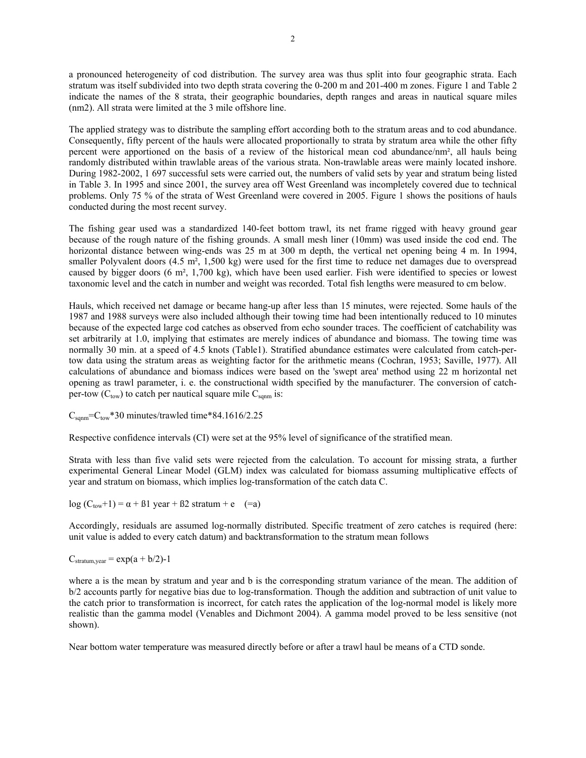a pronounced heterogeneity of cod distribution. The survey area was thus split into four geographic strata. Each stratum was itself subdivided into two depth strata covering the 0-200 m and 201-400 m zones. Figure 1 and Table 2 indicate the names of the 8 strata, their geographic boundaries, depth ranges and areas in nautical square miles (nm2). All strata were limited at the 3 mile offshore line.

The applied strategy was to distribute the sampling effort according both to the stratum areas and to cod abundance. Consequently, fifty percent of the hauls were allocated proportionally to strata by stratum area while the other fifty percent were apportioned on the basis of a review of the historical mean cod abundance/nm², all hauls being randomly distributed within trawlable areas of the various strata. Non-trawlable areas were mainly located inshore. During 1982-2002, 1 697 successful sets were carried out, the numbers of valid sets by year and stratum being listed in Table 3. In 1995 and since 2001, the survey area off West Greenland was incompletely covered due to technical problems. Only 75 % of the strata of West Greenland were covered in 2005. Figure 1 shows the positions of hauls conducted during the most recent survey.

The fishing gear used was a standardized 140-feet bottom trawl, its net frame rigged with heavy ground gear because of the rough nature of the fishing grounds. A small mesh liner (10mm) was used inside the cod end. The horizontal distance between wing-ends was 25 m at 300 m depth, the vertical net opening being 4 m. In 1994, smaller Polyvalent doors (4.5 m², 1,500 kg) were used for the first time to reduce net damages due to overspread caused by bigger doors (6 m², 1,700 kg), which have been used earlier. Fish were identified to species or lowest taxonomic level and the catch in number and weight was recorded. Total fish lengths were measured to cm below.

Hauls, which received net damage or became hang-up after less than 15 minutes, were rejected. Some hauls of the 1987 and 1988 surveys were also included although their towing time had been intentionally reduced to 10 minutes because of the expected large cod catches as observed from echo sounder traces. The coefficient of catchability was set arbitrarily at 1.0, implying that estimates are merely indices of abundance and biomass. The towing time was normally 30 min. at a speed of 4.5 knots (Table1). Stratified abundance estimates were calculated from catch-per-tow data using the stratum areas as weighting factor for the arithmetic means (Cochran, 1953; Saville, 1977). All calculations of abundance and biomass indices were based on the 'swept area' method using 22 m horizontal net opening as trawl parameter, i. e. the constructional width specified by the manufacturer. The conversion of catch-per-tow ($C_{tow}$) to catch per nautical square mile $C_{sqnm}$ is:

$$C_{sqnm} = C_{tow} * 30 \text{ minutes/trawled time} * 84.1616/2.25$$

Respective confidence intervals (CI) were set at the 95% level of significance of the stratified mean.

Strata with less than five valid sets were rejected from the calculation. To account for missing strata, a further experimental General Linear Model (GLM) index was calculated for biomass assuming multiplicative effects of year and stratum on biomass, which implies log-transformation of the catch data C.

$$\log (C_{tow}+1) = \alpha + ß1 \text{ year} + ß2 \text{ stratum} + e \quad (=a)$$

Accordingly, residuals are assumed log-normally distributed. Specific treatment of zero catches is required (here: unit value is added to every catch datum) and backtransformation to the stratum mean follows

$$C_{stratum,year} = \exp(a + b/2)-1$$

where a is the mean by stratum and year and b is the corresponding stratum variance of the mean. The addition of b/2 accounts partly for negative bias due to log-transformation. Though the addition and subtraction of unit value to the catch prior to transformation is incorrect, for catch rates the application of the log-normal model is likely more realistic than the gamma model (Venables and Dichmont 2004). A gamma model proved to be less sensitive (not shown).

Near bottom water temperature was measured directly before or after a trawl haul be means of a CTD sonde.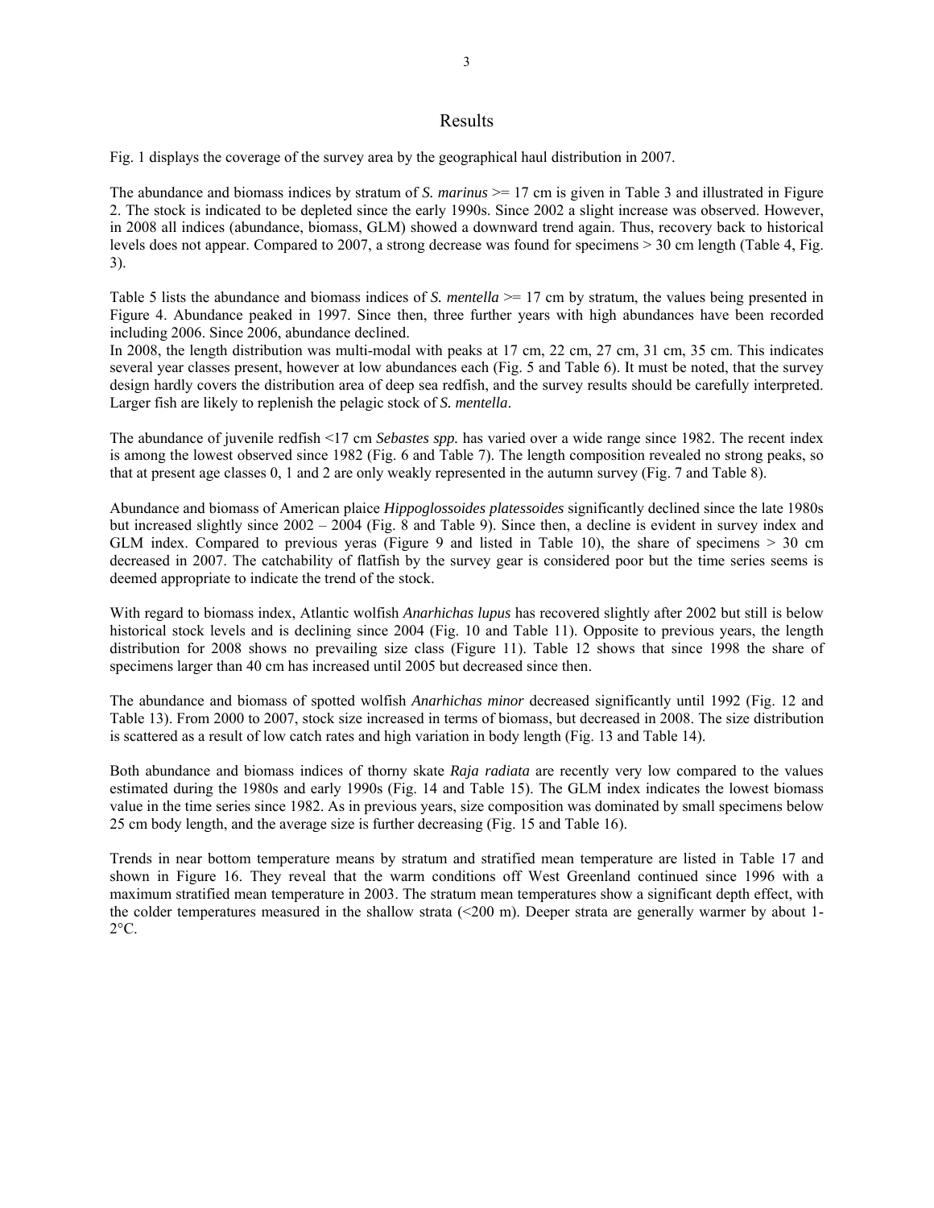# Results

Fig. 1 displays the coverage of the survey area by the geographical haul distribution in 2007.

The abundance and biomass indices by stratum of *S. marinus* >= 17 cm is given in Table 3 and illustrated in Figure 2. The stock is indicated to be depleted since the early 1990s. Since 2002 a slight increase was observed. However, in 2008 all indices (abundance, biomass, GLM) showed a downward trend again. Thus, recovery back to historical levels does not appear. Compared to 2007, a strong decrease was found for specimens > 30 cm length (Table 4, Fig. 3).

Table 5 lists the abundance and biomass indices of *S. mentella* >= 17 cm by stratum, the values being presented in Figure 4. Abundance peaked in 1997. Since then, three further years with high abundances have been recorded including 2006. Since 2006, abundance declined.

In 2008, the length distribution was multi-modal with peaks at 17 cm, 22 cm, 27 cm, 31 cm, 35 cm. This indicates several year classes present, however at low abundances each (Fig. 5 and Table 6). It must be noted, that the survey design hardly covers the distribution area of deep sea redfish, and the survey results should be carefully interpreted. Larger fish are likely to replenish the pelagic stock of *S. mentella*.

The abundance of juvenile redfish <17 cm *Sebastes spp.* has varied over a wide range since 1982. The recent index is among the lowest observed since 1982 (Fig. 6 and Table 7). The length composition revealed no strong peaks, so that at present age classes 0, 1 and 2 are only weakly represented in the autumn survey (Fig. 7 and Table 8).

Abundance and biomass of American plaice *Hippoglossoides platessoides* significantly declined since the late 1980s but increased slightly since 2002 – 2004 (Fig. 8 and Table 9). Since then, a decline is evident in survey index and GLM index. Compared to previous yeras (Figure 9 and listed in Table 10), the share of specimens > 30 cm decreased in 2007. The catchability of flatfish by the survey gear is considered poor but the time series seems is deemed appropriate to indicate the trend of the stock.

With regard to biomass index, Atlantic wolfish *Anarhichas lupus* has recovered slightly after 2002 but still is below historical stock levels and is declining since 2004 (Fig. 10 and Table 11). Opposite to previous years, the length distribution for 2008 shows no prevailing size class (Figure 11). Table 12 shows that since 1998 the share of specimens larger than 40 cm has increased until 2005 but decreased since then.

The abundance and biomass of spotted wolfish *Anarhichas minor* decreased significantly until 1992 (Fig. 12 and Table 13). From 2000 to 2007, stock size increased in terms of biomass, but decreased in 2008. The size distribution is scattered as a result of low catch rates and high variation in body length (Fig. 13 and Table 14).

Both abundance and biomass indices of thorny skate *Raja radiata* are recently very low compared to the values estimated during the 1980s and early 1990s (Fig. 14 and Table 15). The GLM index indicates the lowest biomass value in the time series since 1982. As in previous years, size composition was dominated by small specimens below 25 cm body length, and the average size is further decreasing (Fig. 15 and Table 16).

Trends in near bottom temperature means by stratum and stratified mean temperature are listed in Table 17 and shown in Figure 16. They reveal that the warm conditions off West Greenland continued since 1996 with a maximum stratified mean temperature in 2003. The stratum mean temperatures show a significant depth effect, with the colder temperatures measured in the shallow strata (<200 m). Deeper strata are generally warmer by about 1-2°C.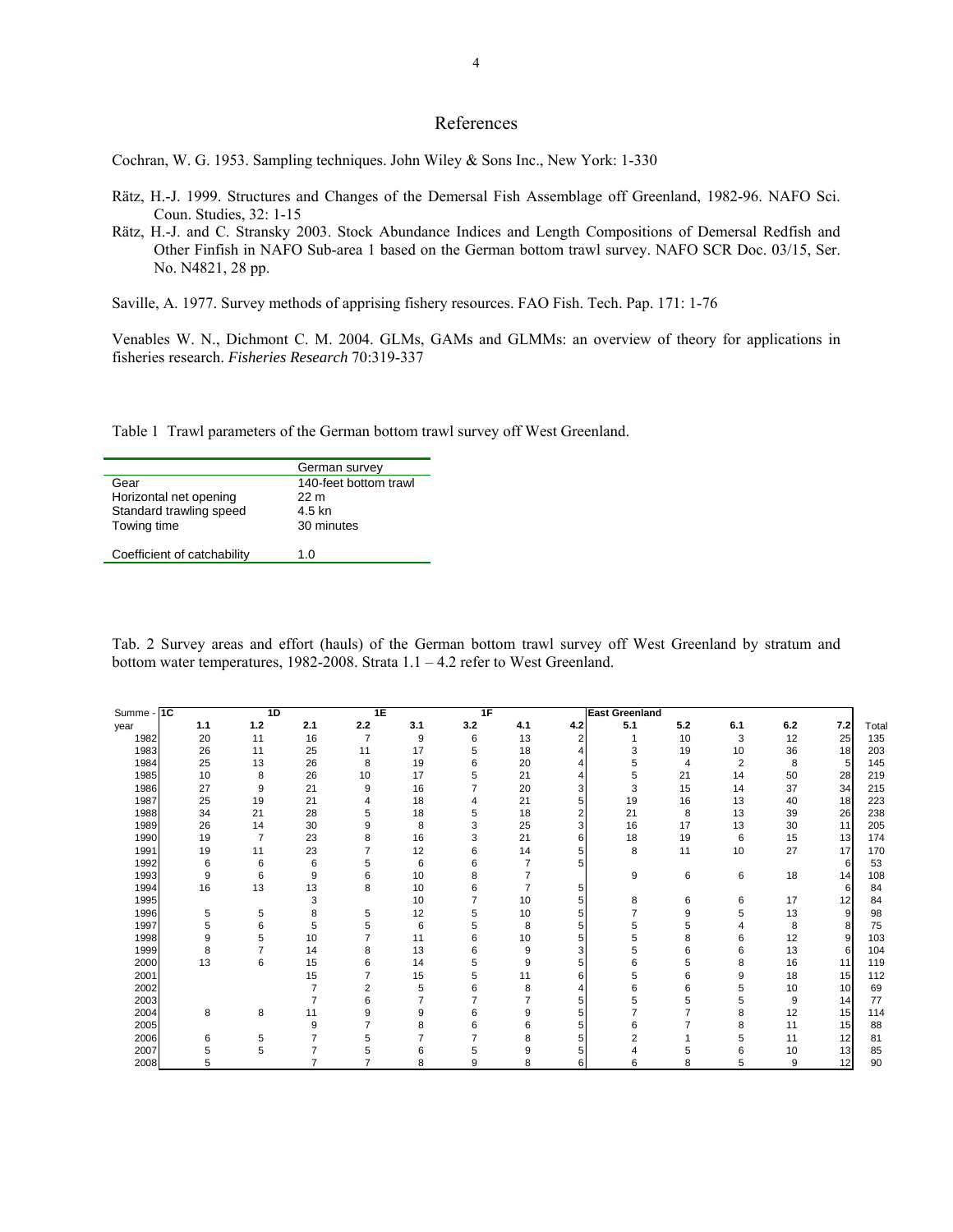# References

Cochran, W. G. 1953. Sampling techniques. John Wiley & Sons Inc., New York: 1-330

Rätz, H.-J. 1999. Structures and Changes of the Demersal Fish Assemblage off Greenland, 1982-96. NAFO Sci. Coun. Studies, 32: 1-15

Rätz, H.-J. and C. Stransky 2003. Stock Abundance Indices and Length Compositions of Demersal Redfish and Other Finfish in NAFO Sub-area 1 based on the German bottom trawl survey. NAFO SCR Doc. 03/15, Ser. No. N4821, 28 pp.

Saville, A. 1977. Survey methods of apprising fishery resources. FAO Fish. Tech. Pap. 171: 1-76

Venables W. N., Dichmont C. M. 2004. GLMs, GAMs and GLMMs: an overview of theory for applications in fisheries research. *Fisheries Research* 70:319-337

Table 1 Trawl parameters of the German bottom trawl survey off West Greenland.

| | German survey |
|---|---|
| Gear | 140-feet bottom trawl |
| Horizontal net opening | 22 m |
| Standard trawling speed | 4.5 kn |
| Towing time | 30 minutes |
| Coefficient of catchability | 1.0 |

Tab. 2 Survey areas and effort (hauls) of the German bottom trawl survey off West Greenland by stratum and bottom water temperatures, 1982-2008. Strata 1.1 – 4.2 refer to West Greenland.

| Summe - | 1C | 1D | | 1E | | 1F | | | East Greenland | | | | | |
|---|---|---|---|---|---|---|---|---|---|---|---|---|---|---|
| year | 1.1 | 1.2 | 2.1 | 2.2 | 3.1 | 3.2 | 4.1 | 4.2 | 5.1 | 5.2 | 6.1 | 6.2 | 7.2 | Total |
| 1982 | 20 | 11 | 16 | 7 | 9 | 6 | 13 | 2 | 1 | 10 | 3 | 12 | 25 | 135 |
| 1983 | 26 | 11 | 25 | 11 | 17 | 5 | 18 | 4 | 3 | 19 | 10 | 36 | 18 | 203 |
| 1984 | 25 | 13 | 26 | 8 | 19 | 6 | 20 | 4 | 5 | 4 | 2 | 8 | 5 | 145 |
| 1985 | 10 | 8 | 26 | 10 | 17 | 5 | 21 | 4 | 5 | 21 | 14 | 50 | 28 | 219 |
| 1986 | 27 | 9 | 21 | 9 | 16 | 7 | 20 | 3 | 3 | 15 | 14 | 37 | 34 | 215 |
| 1987 | 25 | 19 | 21 | 4 | 18 | 4 | 21 | 5 | 19 | 16 | 13 | 40 | 18 | 223 |
| 1988 | 34 | 21 | 28 | 5 | 18 | 5 | 18 | 2 | 21 | 8 | 13 | 39 | 26 | 238 |
| 1989 | 26 | 14 | 30 | 9 | 8 | 3 | 25 | 3 | 16 | 17 | 13 | 30 | 11 | 205 |
| 1990 | 19 | 7 | 23 | 8 | 16 | 3 | 21 | 6 | 18 | 19 | 6 | 15 | 13 | 174 |
| 1991 | 19 | 11 | 23 | 7 | 12 | 6 | 14 | 5 | 8 | 11 | 10 | 27 | 17 | 170 |
| 1992 | 6 | 6 | 6 | 5 | 6 | 6 | 7 | 5 | | | | | 6 | 53 |
| 1993 | 9 | 6 | 9 | 6 | 10 | 8 | 7 | | 9 | 6 | 6 | 18 | 14 | 108 |
| 1994 | 16 | 13 | 13 | 8 | 10 | 6 | 7 | 5 | | | | | 6 | 84 |
| 1995 | | | 3 | | 10 | 7 | 10 | 5 | 8 | 6 | 6 | 17 | 12 | 84 |
| 1996 | 5 | 5 | 8 | 5 | 12 | 5 | 10 | 5 | 7 | 9 | 5 | 13 | 9 | 98 |
| 1997 | 5 | 6 | 5 | 5 | 6 | 5 | 8 | 5 | 5 | 5 | 4 | 8 | 8 | 75 |
| 1998 | 9 | 5 | 10 | 7 | 11 | 6 | 10 | 5 | 5 | 8 | 6 | 12 | 9 | 103 |
| 1999 | 8 | 7 | 14 | 8 | 13 | 6 | 9 | 3 | 5 | 6 | 6 | 13 | 6 | 104 |
| 2000 | 13 | 6 | 15 | 6 | 14 | 5 | 9 | 5 | 6 | 5 | 8 | 16 | 11 | 119 |
| 2001 | | | 15 | 7 | 15 | 5 | 11 | 6 | 5 | 6 | 9 | 18 | 15 | 112 |
| 2002 | | | 7 | 2 | 5 | 6 | 8 | 4 | 6 | 6 | 5 | 10 | 10 | 69 |
| 2003 | | | 7 | 6 | 7 | 7 | 7 | 5 | 5 | 5 | 5 | 9 | 14 | 77 |
| 2004 | 8 | 8 | 11 | 9 | 9 | 6 | 9 | 5 | 7 | 7 | 8 | 12 | 15 | 114 |
| 2005 | | | 9 | 7 | 8 | 6 | 6 | 5 | 6 | 7 | 8 | 11 | 15 | 88 |
| 2006 | 6 | 5 | 7 | 5 | 7 | 7 | 8 | 5 | 2 | 1 | 5 | 11 | 12 | 81 |
| 2007 | 5 | 5 | 7 | 5 | 6 | 5 | 9 | 5 | 4 | 5 | 6 | 10 | 13 | 85 |
| 2008 | 5 | | 7 | 7 | 8 | 9 | 8 | 6 | 6 | 8 | 5 | 9 | 12 | 90 |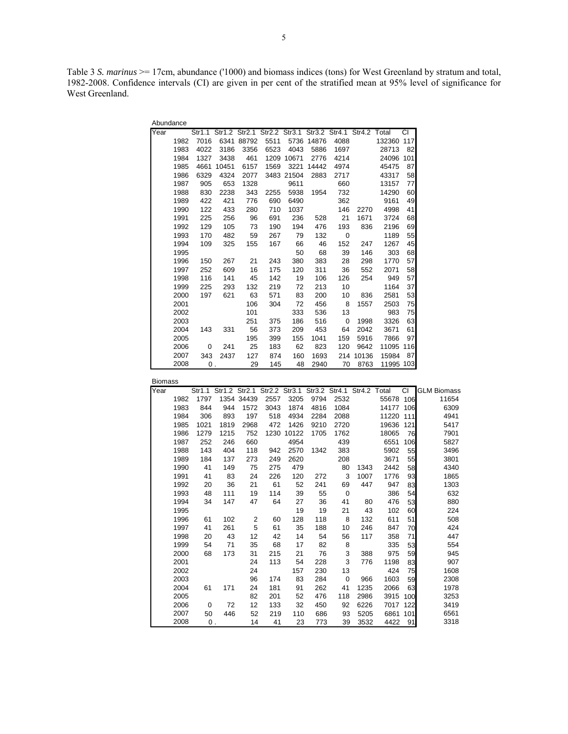Table 3 *S. marinus* >= 17cm, abundance ('1000) and biomass indices (tons) for West Greenland by stratum and total, 1982-2008. Confidence intervals (CI) are given in per cent of the stratified mean at 95% level of significance for West Greenland.

Abundance

| Year | Str1.1 | Str1.2 | Str2.1 | Str2.2 | Str3.1 | Str3.2 | Str4.1 | Str4.2 | Total | CI |
|---|---|---|---|---|---|---|---|---|---|---|
| 1982 | 7016 | 6341 | 88792 | 5511 | 5736 | 14876 | 4088 | | 132360 | 117 |
| 1983 | 4022 | 3186 | 3356 | 6523 | 4043 | 5886 | 1697 | | 28713 | 82 |
| 1984 | 1327 | 3438 | 461 | 1209 | 10671 | 2776 | 4214 | | 24096 | 101 |
| 1985 | 4661 | 10451 | 6157 | 1569 | 3221 | 14442 | 4974 | | 45475 | 87 |
| 1986 | 6329 | 4324 | 2077 | 3483 | 21504 | 2883 | 2717 | | 43317 | 58 |
| 1987 | 905 | 653 | 1328 | | 9611 | | 660 | | 13157 | 77 |
| 1988 | 830 | 2238 | 343 | 2255 | 5938 | 1954 | 732 | | 14290 | 60 |
| 1989 | 422 | 421 | 776 | 690 | 6490 | | 362 | | 9161 | 49 |
| 1990 | 122 | 433 | 280 | 710 | 1037 | | 146 | 2270 | 4998 | 41 |
| 1991 | 225 | 256 | 96 | 691 | 236 | 528 | 21 | 1671 | 3724 | 68 |
| 1992 | 129 | 105 | 73 | 190 | 194 | 476 | 193 | 836 | 2196 | 69 |
| 1993 | 170 | 482 | 59 | 267 | 79 | 132 | 0 | | 1189 | 55 |
| 1994 | 109 | 325 | 155 | 167 | 66 | 46 | 152 | 247 | 1267 | 45 |
| 1995 | | | | | 50 | 68 | 39 | 146 | 303 | 68 |
| 1996 | 150 | 267 | 21 | 243 | 380 | 383 | 28 | 298 | 1770 | 57 |
| 1997 | 252 | 609 | 16 | 175 | 120 | 311 | 36 | 552 | 2071 | 58 |
| 1998 | 116 | 141 | 45 | 142 | 19 | 106 | 126 | 254 | 949 | 57 |
| 1999 | 225 | 293 | 132 | 219 | 72 | 213 | 10 | | 1164 | 37 |
| 2000 | 197 | 621 | 63 | 571 | 83 | 200 | 10 | 836 | 2581 | 53 |
| 2001 | | | 106 | 304 | 72 | 456 | 8 | 1557 | 2503 | 75 |
| 2002 | | | 101 | | 333 | 536 | 13 | | 983 | 75 |
| 2003 | | | 251 | 375 | 186 | 516 | 0 | 1998 | 3326 | 63 |
| 2004 | 143 | 331 | 56 | 373 | 209 | 453 | 64 | 2042 | 3671 | 61 |
| 2005 | | | 195 | 399 | 155 | 1041 | 159 | 5916 | 7866 | 97 |
| 2006 | 0 | 241 | 25 | 183 | 62 | 823 | 120 | 9642 | 11095 | 116 |
| 2007 | 343 | 2437 | 127 | 874 | 160 | 1693 | 214 | 10136 | 15984 | 87 |
| 2008 | 0 | . | 29 | 145 | 48 | 2940 | 70 | 8763 | 11995 | 103 |

Biomass

| Year | Str1.1 | Str1.2 | Str2.1 | Str2.2 | Str3.1 | Str3.2 | Str4.1 | Str4.2 | Total | CI | GLM Biomass |
|---|---|---|---|---|---|---|---|---|---|---|---|
| 1982 | 1797 | 1354 | 34439 | 2557 | 3205 | 9794 | 2532 | | 55678 | 106 | 11654 |
| 1983 | 844 | 944 | 1572 | 3043 | 1874 | 4816 | 1084 | | 14177 | 106 | 6309 |
| 1984 | 306 | 893 | 197 | 518 | 4934 | 2284 | 2088 | | 11220 | 111 | 4941 |
| 1985 | 1021 | 1819 | 2968 | 472 | 1426 | 9210 | 2720 | | 19636 | 121 | 5417 |
| 1986 | 1279 | 1215 | 752 | 1230 | 10122 | 1705 | 1762 | | 18065 | 76 | 7901 |
| 1987 | 252 | 246 | 660 | | 4954 | | 439 | | 6551 | 106 | 5827 |
| 1988 | 143 | 404 | 118 | 942 | 2570 | 1342 | 383 | | 5902 | 55 | 3496 |
| 1989 | 184 | 137 | 273 | 249 | 2620 | | 208 | | 3671 | 55 | 3801 |
| 1990 | 41 | 149 | 75 | 275 | 479 | | 80 | 1343 | 2442 | 58 | 4340 |
| 1991 | 41 | 83 | 24 | 226 | 120 | 272 | 3 | 1007 | 1776 | 93 | 1865 |
| 1992 | 20 | 36 | 21 | 61 | 52 | 241 | 69 | 447 | 947 | 83 | 1303 |
| 1993 | 48 | 111 | 19 | 114 | 39 | 55 | 0 | | 386 | 54 | 632 |
| 1994 | 34 | 147 | 47 | 64 | 27 | 36 | 41 | 80 | 476 | 53 | 880 |
| 1995 | | | | | 19 | 19 | 21 | 43 | 102 | 60 | 224 |
| 1996 | 61 | 102 | 2 | 60 | 128 | 118 | 8 | 132 | 611 | 51 | 508 |
| 1997 | 41 | 261 | 5 | 61 | 35 | 188 | 10 | 246 | 847 | 70 | 424 |
| 1998 | 20 | 43 | 12 | 42 | 14 | 54 | 56 | 117 | 358 | 71 | 447 |
| 1999 | 54 | 71 | 35 | 68 | 17 | 82 | 8 | | 335 | 53 | 554 |
| 2000 | 68 | 173 | 31 | 215 | 21 | 76 | 3 | 388 | 975 | 59 | 945 |
| 2001 | | | 24 | 113 | 54 | 228 | 3 | 776 | 1198 | 83 | 907 |
| 2002 | | | 24 | | 157 | 230 | 13 | | 424 | 75 | 1608 |
| 2003 | | | 96 | 174 | 83 | 284 | 0 | 966 | 1603 | 59 | 2308 |
| 2004 | 61 | 171 | 24 | 181 | 91 | 262 | 41 | 1235 | 2066 | 63 | 1978 |
| 2005 | | | 82 | 201 | 52 | 476 | 118 | 2986 | 3915 | 100 | 3253 |
| 2006 | 0 | 72 | 12 | 133 | 32 | 450 | 92 | 6226 | 7017 | 122 | 3419 |
| 2007 | 50 | 446 | 52 | 219 | 110 | 686 | 93 | 5205 | 6861 | 101 | 6561 |
| 2008 | 0 | . | 14 | 41 | 23 | 773 | 39 | 3532 | 4422 | 91 | 3318 |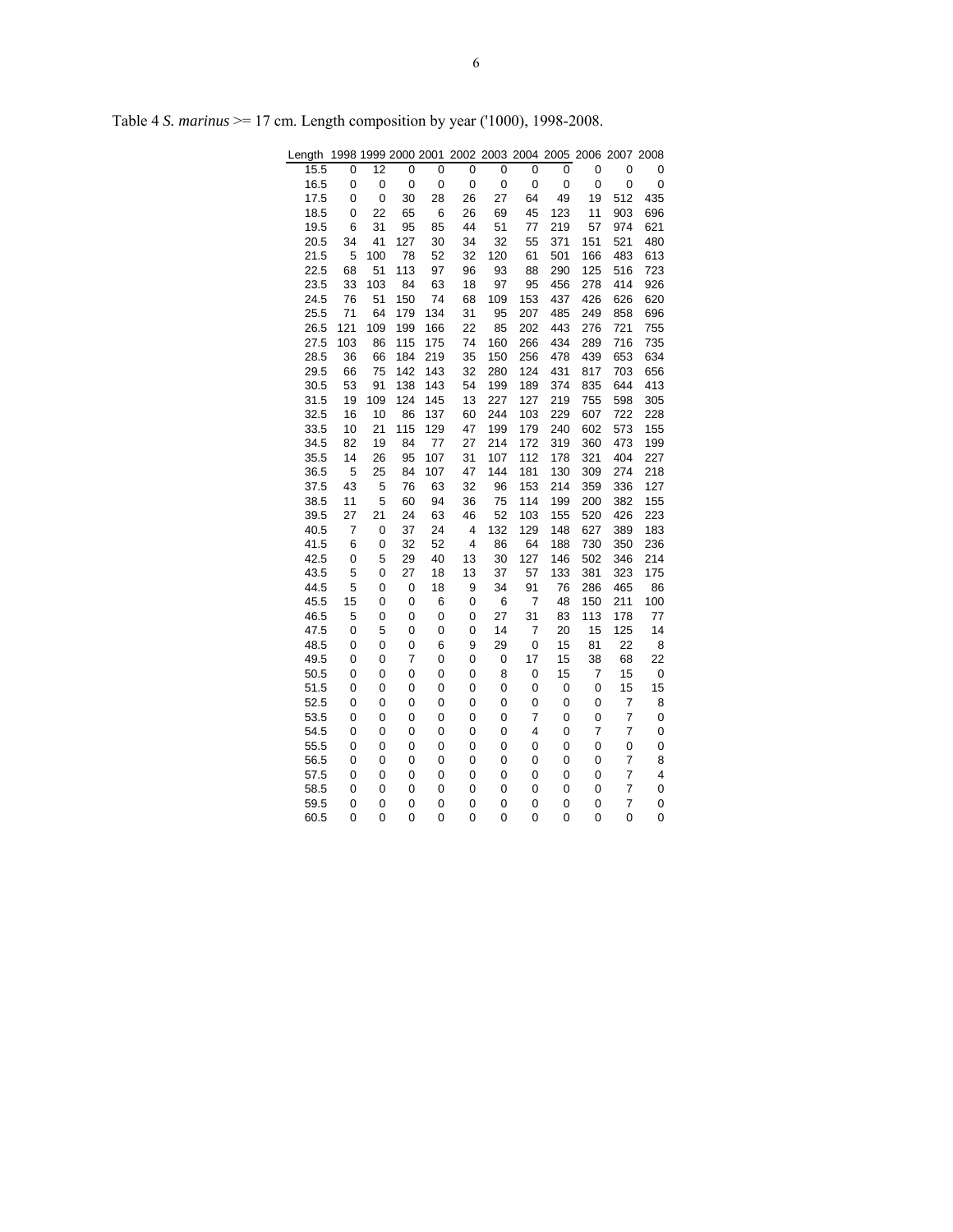Table 4 *S. marinus* >= 17 cm. Length composition by year ('1000), 1998-2008.

| Length | 1998 | 1999 | 2000 | 2001 | 2002 | 2003 | 2004 | 2005 | 2006 | 2007 | 2008 |
|---|---|---|---|---|---|---|---|---|---|---|---|
| 15.5 | 0 | 12 | 0 | 0 | 0 | 0 | 0 | 0 | 0 | 0 | 0 |
| 16.5 | 0 | 0 | 0 | 0 | 0 | 0 | 0 | 0 | 0 | 0 | 0 |
| 17.5 | 0 | 0 | 30 | 28 | 26 | 27 | 64 | 49 | 19 | 512 | 435 |
| 18.5 | 0 | 22 | 65 | 6 | 26 | 69 | 45 | 123 | 11 | 903 | 696 |
| 19.5 | 6 | 31 | 95 | 85 | 44 | 51 | 77 | 219 | 57 | 974 | 621 |
| 20.5 | 34 | 41 | 127 | 30 | 34 | 32 | 55 | 371 | 151 | 521 | 480 |
| 21.5 | 5 | 100 | 78 | 52 | 32 | 120 | 61 | 501 | 166 | 483 | 613 |
| 22.5 | 68 | 51 | 113 | 97 | 96 | 93 | 88 | 290 | 125 | 516 | 723 |
| 23.5 | 33 | 103 | 84 | 63 | 18 | 97 | 95 | 456 | 278 | 414 | 926 |
| 24.5 | 76 | 51 | 150 | 74 | 68 | 109 | 153 | 437 | 426 | 626 | 620 |
| 25.5 | 71 | 64 | 179 | 134 | 31 | 95 | 207 | 485 | 249 | 858 | 696 |
| 26.5 | 121 | 109 | 199 | 166 | 22 | 85 | 202 | 443 | 276 | 721 | 755 |
| 27.5 | 103 | 86 | 115 | 175 | 74 | 160 | 266 | 434 | 289 | 716 | 735 |
| 28.5 | 36 | 66 | 184 | 219 | 35 | 150 | 256 | 478 | 439 | 653 | 634 |
| 29.5 | 66 | 75 | 142 | 143 | 32 | 280 | 124 | 431 | 817 | 703 | 656 |
| 30.5 | 53 | 91 | 138 | 143 | 54 | 199 | 189 | 374 | 835 | 644 | 413 |
| 31.5 | 19 | 109 | 124 | 145 | 13 | 227 | 127 | 219 | 755 | 598 | 305 |
| 32.5 | 16 | 10 | 86 | 137 | 60 | 244 | 103 | 229 | 607 | 722 | 228 |
| 33.5 | 10 | 21 | 115 | 129 | 47 | 199 | 179 | 240 | 602 | 573 | 155 |
| 34.5 | 82 | 19 | 84 | 77 | 27 | 214 | 172 | 319 | 360 | 473 | 199 |
| 35.5 | 14 | 26 | 95 | 107 | 31 | 107 | 112 | 178 | 321 | 404 | 227 |
| 36.5 | 5 | 25 | 84 | 107 | 47 | 144 | 181 | 130 | 309 | 274 | 218 |
| 37.5 | 43 | 5 | 76 | 63 | 32 | 96 | 153 | 214 | 359 | 336 | 127 |
| 38.5 | 11 | 5 | 60 | 94 | 36 | 75 | 114 | 199 | 200 | 382 | 155 |
| 39.5 | 27 | 21 | 24 | 63 | 46 | 52 | 103 | 155 | 520 | 426 | 223 |
| 40.5 | 7 | 0 | 37 | 24 | 4 | 132 | 129 | 148 | 627 | 389 | 183 |
| 41.5 | 6 | 0 | 32 | 52 | 4 | 86 | 64 | 188 | 730 | 350 | 236 |
| 42.5 | 0 | 5 | 29 | 40 | 13 | 30 | 127 | 146 | 502 | 346 | 214 |
| 43.5 | 5 | 0 | 27 | 18 | 13 | 37 | 57 | 133 | 381 | 323 | 175 |
| 44.5 | 5 | 0 | 0 | 18 | 9 | 34 | 91 | 76 | 286 | 465 | 86 |
| 45.5 | 15 | 0 | 0 | 6 | 0 | 6 | 7 | 48 | 150 | 211 | 100 |
| 46.5 | 5 | 0 | 0 | 0 | 0 | 27 | 31 | 83 | 113 | 178 | 77 |
| 47.5 | 0 | 5 | 0 | 0 | 0 | 14 | 7 | 20 | 15 | 125 | 14 |
| 48.5 | 0 | 0 | 0 | 6 | 9 | 29 | 0 | 15 | 81 | 22 | 8 |
| 49.5 | 0 | 0 | 7 | 0 | 0 | 0 | 17 | 15 | 38 | 68 | 22 |
| 50.5 | 0 | 0 | 0 | 0 | 0 | 8 | 0 | 15 | 7 | 15 | 0 |
| 51.5 | 0 | 0 | 0 | 0 | 0 | 0 | 0 | 0 | 0 | 15 | 15 |
| 52.5 | 0 | 0 | 0 | 0 | 0 | 0 | 0 | 0 | 0 | 7 | 8 |
| 53.5 | 0 | 0 | 0 | 0 | 0 | 0 | 7 | 0 | 0 | 7 | 0 |
| 54.5 | 0 | 0 | 0 | 0 | 0 | 0 | 4 | 0 | 7 | 7 | 0 |
| 55.5 | 0 | 0 | 0 | 0 | 0 | 0 | 0 | 0 | 0 | 0 | 0 |
| 56.5 | 0 | 0 | 0 | 0 | 0 | 0 | 0 | 0 | 0 | 7 | 8 |
| 57.5 | 0 | 0 | 0 | 0 | 0 | 0 | 0 | 0 | 0 | 7 | 4 |
| 58.5 | 0 | 0 | 0 | 0 | 0 | 0 | 0 | 0 | 0 | 7 | 0 |
| 59.5 | 0 | 0 | 0 | 0 | 0 | 0 | 0 | 0 | 0 | 7 | 0 |
| 60.5 | 0 | 0 | 0 | 0 | 0 | 0 | 0 | 0 | 0 | 0 | 0 |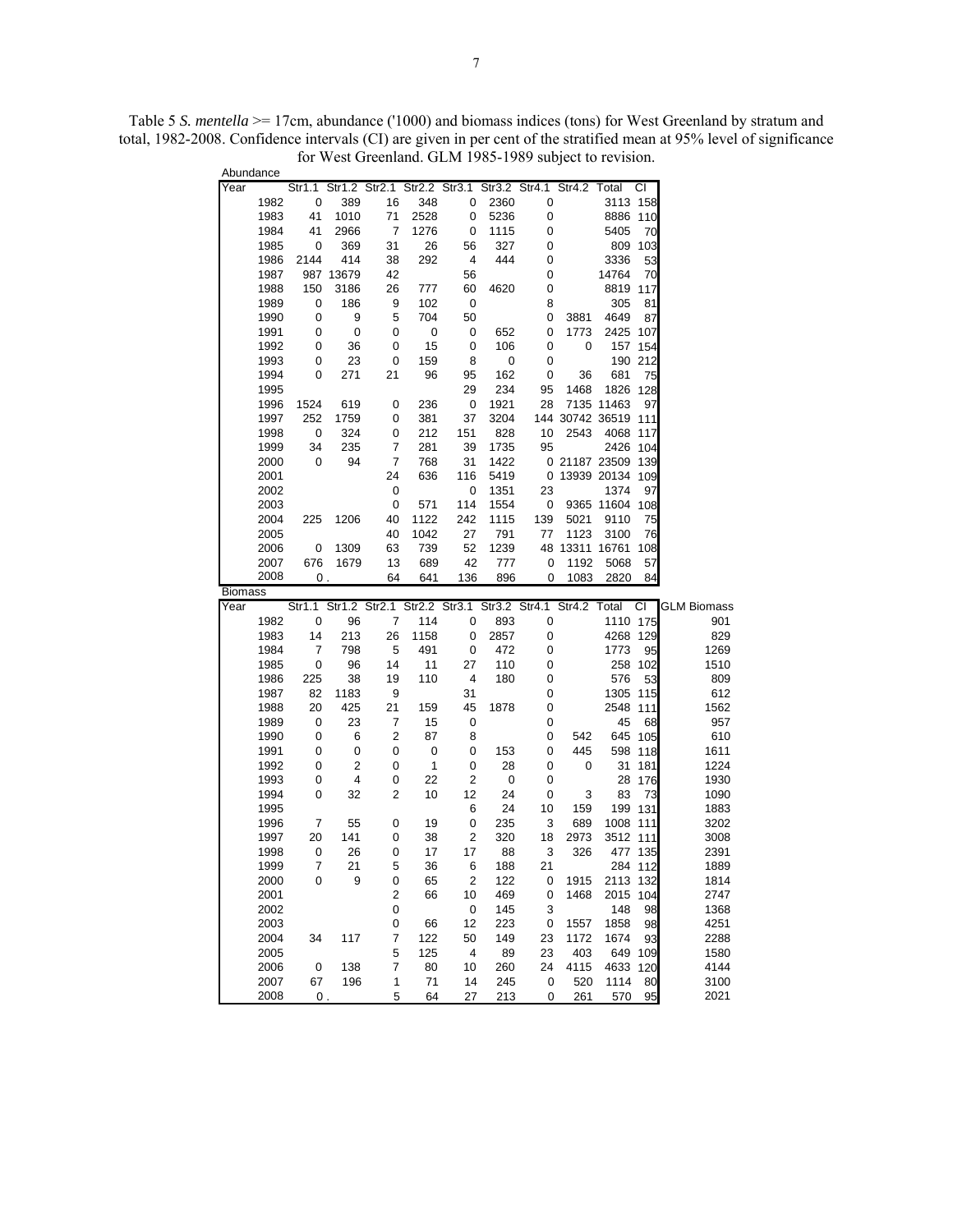Table 5 *S. mentella* >= 17cm, abundance ('1000) and biomass indices (tons) for West Greenland by stratum and total, 1982-2008. Confidence intervals (CI) are given in per cent of the stratified mean at 95% level of significance for West Greenland. GLM 1985-1989 subject to revision.

**Abundance**

| Year | Str1.1 | Str1.2 | Str2.1 | Str2.2 | Str3.1 | Str3.2 | Str4.1 | Str4.2 | Total | CI |
|---|---|---|---|---|---|---|---|---|---|---|
| 1982 | 0 | 389 | 16 | 348 | 0 | 2360 | 0 | | 3113 | 158 |
| 1983 | 41 | 1010 | 71 | 2528 | 0 | 5236 | 0 | | 8886 | 110 |
| 1984 | 41 | 2966 | 7 | 1276 | 0 | 1115 | 0 | | 5405 | 70 |
| 1985 | 0 | 369 | 31 | 26 | 56 | 327 | 0 | | 809 | 103 |
| 1986 | 2144 | 414 | 38 | 292 | 4 | 444 | 0 | | 3336 | 53 |
| 1987 | 987 | 13679 | 42 | | 56 | | 0 | | 14764 | 70 |
| 1988 | 150 | 3186 | 26 | 777 | 60 | 4620 | 0 | | 8819 | 117 |
| 1989 | 0 | 186 | 9 | 102 | 0 | | 8 | | 305 | 81 |
| 1990 | 0 | 9 | 5 | 704 | 50 | | 0 | 3881 | 4649 | 87 |
| 1991 | 0 | 0 | 0 | 0 | 0 | 652 | 0 | 1773 | 2425 | 107 |
| 1992 | 0 | 36 | 0 | 15 | 0 | 106 | 0 | 0 | 157 | 154 |
| 1993 | 0 | 23 | 0 | 159 | 8 | 0 | 0 | | 190 | 212 |
| 1994 | 0 | 271 | 21 | 96 | 95 | 162 | 0 | 36 | 681 | 75 |
| 1995 | | | | | 29 | 234 | 95 | 1468 | 1826 | 128 |
| 1996 | 1524 | 619 | 0 | 236 | 0 | 1921 | 28 | 7135 | 11463 | 97 |
| 1997 | 252 | 1759 | 0 | 381 | 37 | 3204 | 144 | 30742 | 36519 | 111 |
| 1998 | 0 | 324 | 0 | 212 | 151 | 828 | 10 | 2543 | 4068 | 117 |
| 1999 | 34 | 235 | 7 | 281 | 39 | 1735 | 95 | | 2426 | 104 |
| 2000 | 0 | 94 | 7 | 768 | 31 | 1422 | 0 | 21187 | 23509 | 139 |
| 2001 | | | 24 | 636 | 116 | 5419 | 0 | 13939 | 20134 | 109 |
| 2002 | | | 0 | | 0 | 1351 | 23 | | 1374 | 97 |
| 2003 | | | 0 | 571 | 114 | 1554 | 0 | 9365 | 11604 | 108 |
| 2004 | 225 | 1206 | 40 | 1122 | 242 | 1115 | 139 | 5021 | 9110 | 75 |
| 2005 | | | 40 | 1042 | 27 | 791 | 77 | 1123 | 3100 | 76 |
| 2006 | 0 | 1309 | 63 | 739 | 52 | 1239 | 48 | 13311 | 16761 | 108 |
| 2007 | 676 | 1679 | 13 | 689 | 42 | 777 | 0 | 1192 | 5068 | 57 |
| 2008 | 0 | . | 64 | 641 | 136 | 896 | 0 | 1083 | 2820 | 84 |

**Biomass**

| Year | Str1.1 | Str1.2 | Str2.1 | Str2.2 | Str3.1 | Str3.2 | Str4.1 | Str4.2 | Total | CI | GLM Biomass |
|---|---|---|---|---|---|---|---|---|---|---|---|
| 1982 | 0 | 96 | 7 | 114 | 0 | 893 | 0 | | 1110 | 175 | 901 |
| 1983 | 14 | 213 | 26 | 1158 | 0 | 2857 | 0 | | 4268 | 129 | 829 |
| 1984 | 7 | 798 | 5 | 491 | 0 | 472 | 0 | | 1773 | 95 | 1269 |
| 1985 | 0 | 96 | 14 | 11 | 27 | 110 | 0 | | 258 | 102 | 1510 |
| 1986 | 225 | 38 | 19 | 110 | 4 | 180 | 0 | | 576 | 53 | 809 |
| 1987 | 82 | 1183 | 9 | | 31 | | 0 | | 1305 | 115 | 612 |
| 1988 | 20 | 425 | 21 | 159 | 45 | 1878 | 0 | | 2548 | 111 | 1562 |
| 1989 | 0 | 23 | 7 | 15 | 0 | | 0 | | 45 | 68 | 957 |
| 1990 | 0 | 6 | 2 | 87 | 8 | | 0 | 542 | 645 | 105 | 610 |
| 1991 | 0 | 0 | 0 | 0 | 0 | 153 | 0 | 445 | 598 | 118 | 1611 |
| 1992 | 0 | 2 | 0 | 1 | 0 | 28 | 0 | 0 | 31 | 181 | 1224 |
| 1993 | 0 | 4 | 0 | 22 | 2 | 0 | 0 | | 28 | 176 | 1930 |
| 1994 | 0 | 32 | 2 | 10 | 12 | 24 | 0 | 3 | 83 | 73 | 1090 |
| 1995 | | | | | 6 | 24 | 10 | 159 | 199 | 131 | 1883 |
| 1996 | 7 | 55 | 0 | 19 | 0 | 235 | 3 | 689 | 1008 | 111 | 3202 |
| 1997 | 20 | 141 | 0 | 38 | 2 | 320 | 18 | 2973 | 3512 | 111 | 3008 |
| 1998 | 0 | 26 | 0 | 17 | 17 | 88 | 3 | 326 | 477 | 135 | 2391 |
| 1999 | 7 | 21 | 5 | 36 | 6 | 188 | 21 | | 284 | 112 | 1889 |
| 2000 | 0 | 9 | 0 | 65 | 2 | 122 | 0 | 1915 | 2113 | 132 | 1814 |
| 2001 | | | 2 | 66 | 10 | 469 | 0 | 1468 | 2015 | 104 | 2747 |
| 2002 | | | 0 | | 0 | 145 | 3 | | 148 | 98 | 1368 |
| 2003 | | | 0 | 66 | 12 | 223 | 0 | 1557 | 1858 | 98 | 4251 |
| 2004 | 34 | 117 | 7 | 122 | 50 | 149 | 23 | 1172 | 1674 | 93 | 2288 |
| 2005 | | | 5 | 125 | 4 | 89 | 23 | 403 | 649 | 109 | 1580 |
| 2006 | 0 | 138 | 7 | 80 | 10 | 260 | 24 | 4115 | 4633 | 120 | 4144 |
| 2007 | 67 | 196 | 1 | 71 | 14 | 245 | 0 | 520 | 1114 | 80 | 3100 |
| 2008 | 0 | . | 5 | 64 | 27 | 213 | 0 | 261 | 570 | 95 | 2021 |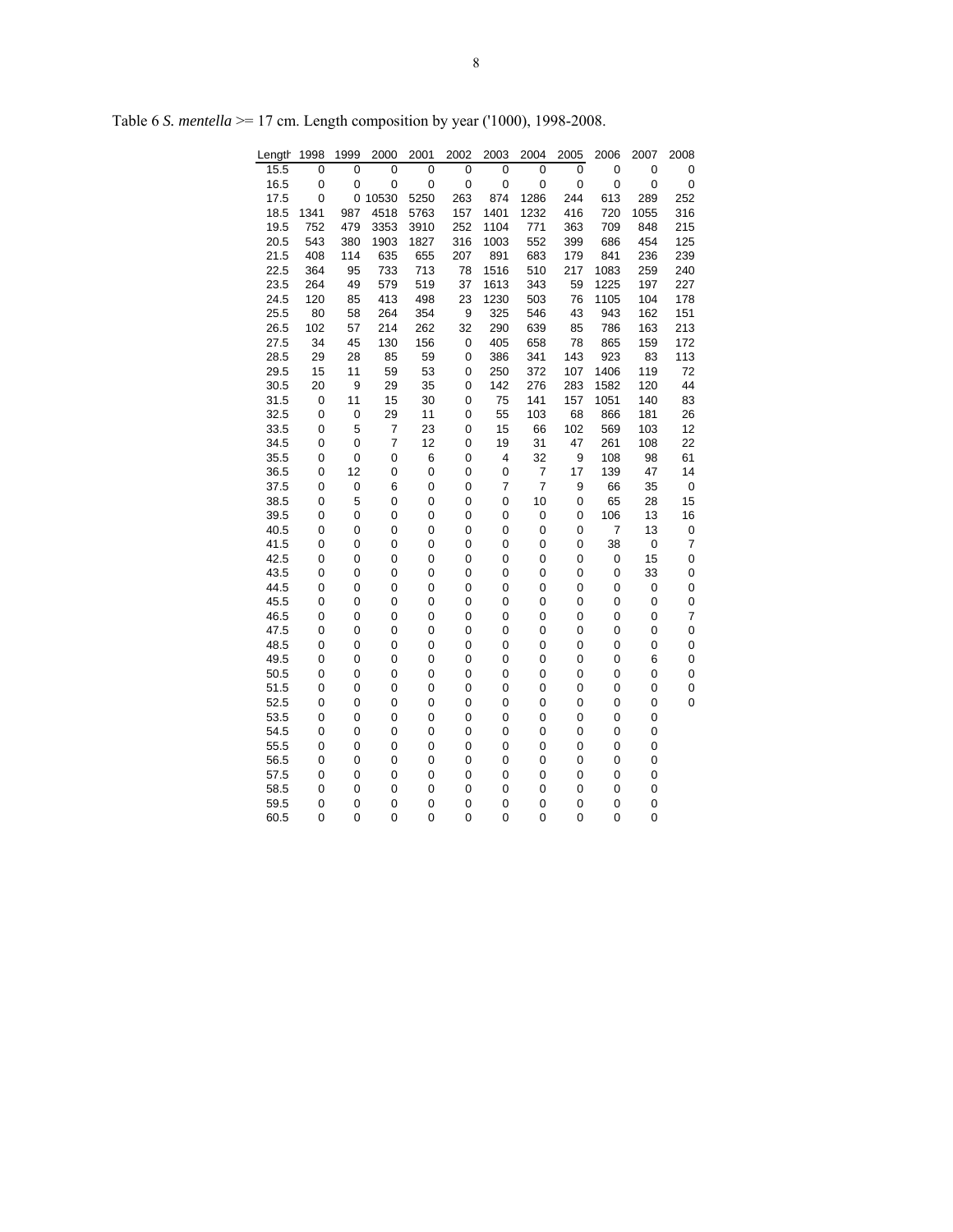Table 6 *S. mentella* >= 17 cm. Length composition by year ('1000), 1998-2008.

| Length | 1998 | 1999 | 2000 | 2001 | 2002 | 2003 | 2004 | 2005 | 2006 | 2007 | 2008 |
|---|---|---|---|---|---|---|---|---|---|---|---|
| 15.5 | 0 | 0 | 0 | 0 | 0 | 0 | 0 | 0 | 0 | 0 | 0 |
| 16.5 | 0 | 0 | 0 | 0 | 0 | 0 | 0 | 0 | 0 | 0 | 0 |
| 17.5 | 0 | 0 | 10530 | 5250 | 263 | 874 | 1286 | 244 | 613 | 289 | 252 |
| 18.5 | 1341 | 987 | 4518 | 5763 | 157 | 1401 | 1232 | 416 | 720 | 1055 | 316 |
| 19.5 | 752 | 479 | 3353 | 3910 | 252 | 1104 | 771 | 363 | 709 | 848 | 215 |
| 20.5 | 543 | 380 | 1903 | 1827 | 316 | 1003 | 552 | 399 | 686 | 454 | 125 |
| 21.5 | 408 | 114 | 635 | 655 | 207 | 891 | 683 | 179 | 841 | 236 | 239 |
| 22.5 | 364 | 95 | 733 | 713 | 78 | 1516 | 510 | 217 | 1083 | 259 | 240 |
| 23.5 | 264 | 49 | 579 | 519 | 37 | 1613 | 343 | 59 | 1225 | 197 | 227 |
| 24.5 | 120 | 85 | 413 | 498 | 23 | 1230 | 503 | 76 | 1105 | 104 | 178 |
| 25.5 | 80 | 58 | 264 | 354 | 9 | 325 | 546 | 43 | 943 | 162 | 151 |
| 26.5 | 102 | 57 | 214 | 262 | 32 | 290 | 639 | 85 | 786 | 163 | 213 |
| 27.5 | 34 | 45 | 130 | 156 | 0 | 405 | 658 | 78 | 865 | 159 | 172 |
| 28.5 | 29 | 28 | 85 | 59 | 0 | 386 | 341 | 143 | 923 | 83 | 113 |
| 29.5 | 15 | 11 | 59 | 53 | 0 | 250 | 372 | 107 | 1406 | 119 | 72 |
| 30.5 | 20 | 9 | 29 | 35 | 0 | 142 | 276 | 283 | 1582 | 120 | 44 |
| 31.5 | 0 | 11 | 15 | 30 | 0 | 75 | 141 | 157 | 1051 | 140 | 83 |
| 32.5 | 0 | 0 | 29 | 11 | 0 | 55 | 103 | 68 | 866 | 181 | 26 |
| 33.5 | 0 | 5 | 7 | 23 | 0 | 15 | 66 | 102 | 569 | 103 | 12 |
| 34.5 | 0 | 0 | 7 | 12 | 0 | 19 | 31 | 47 | 261 | 108 | 22 |
| 35.5 | 0 | 0 | 0 | 6 | 0 | 4 | 32 | 9 | 108 | 98 | 61 |
| 36.5 | 0 | 12 | 0 | 0 | 0 | 0 | 7 | 17 | 139 | 47 | 14 |
| 37.5 | 0 | 0 | 6 | 0 | 0 | 7 | 7 | 9 | 66 | 35 | 0 |
| 38.5 | 0 | 5 | 0 | 0 | 0 | 0 | 10 | 0 | 65 | 28 | 15 |
| 39.5 | 0 | 0 | 0 | 0 | 0 | 0 | 0 | 0 | 106 | 13 | 16 |
| 40.5 | 0 | 0 | 0 | 0 | 0 | 0 | 0 | 0 | 7 | 13 | 0 |
| 41.5 | 0 | 0 | 0 | 0 | 0 | 0 | 0 | 0 | 38 | 0 | 7 |
| 42.5 | 0 | 0 | 0 | 0 | 0 | 0 | 0 | 0 | 0 | 15 | 0 |
| 43.5 | 0 | 0 | 0 | 0 | 0 | 0 | 0 | 0 | 0 | 33 | 0 |
| 44.5 | 0 | 0 | 0 | 0 | 0 | 0 | 0 | 0 | 0 | 0 | 0 |
| 45.5 | 0 | 0 | 0 | 0 | 0 | 0 | 0 | 0 | 0 | 0 | 0 |
| 46.5 | 0 | 0 | 0 | 0 | 0 | 0 | 0 | 0 | 0 | 0 | 7 |
| 47.5 | 0 | 0 | 0 | 0 | 0 | 0 | 0 | 0 | 0 | 0 | 0 |
| 48.5 | 0 | 0 | 0 | 0 | 0 | 0 | 0 | 0 | 0 | 0 | 0 |
| 49.5 | 0 | 0 | 0 | 0 | 0 | 0 | 0 | 0 | 0 | 6 | 0 |
| 50.5 | 0 | 0 | 0 | 0 | 0 | 0 | 0 | 0 | 0 | 0 | 0 |
| 51.5 | 0 | 0 | 0 | 0 | 0 | 0 | 0 | 0 | 0 | 0 | 0 |
| 52.5 | 0 | 0 | 0 | 0 | 0 | 0 | 0 | 0 | 0 | 0 | 0 |
| 53.5 | 0 | 0 | 0 | 0 | 0 | 0 | 0 | 0 | 0 | 0 | |
| 54.5 | 0 | 0 | 0 | 0 | 0 | 0 | 0 | 0 | 0 | 0 | |
| 55.5 | 0 | 0 | 0 | 0 | 0 | 0 | 0 | 0 | 0 | 0 | |
| 56.5 | 0 | 0 | 0 | 0 | 0 | 0 | 0 | 0 | 0 | 0 | |
| 57.5 | 0 | 0 | 0 | 0 | 0 | 0 | 0 | 0 | 0 | 0 | |
| 58.5 | 0 | 0 | 0 | 0 | 0 | 0 | 0 | 0 | 0 | 0 | |
| 59.5 | 0 | 0 | 0 | 0 | 0 | 0 | 0 | 0 | 0 | 0 | |
| 60.5 | 0 | 0 | 0 | 0 | 0 | 0 | 0 | 0 | 0 | 0 | |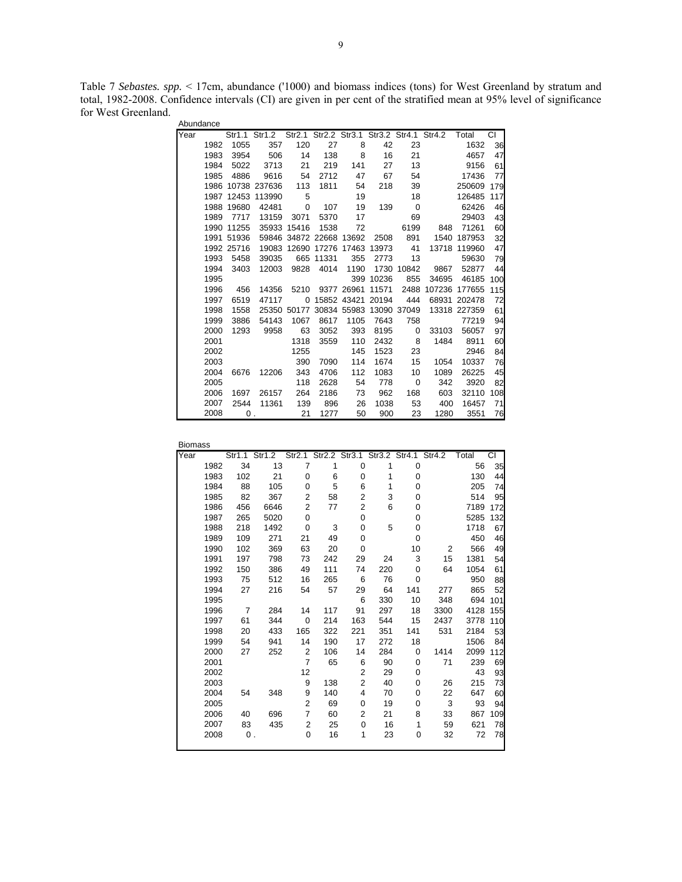Table 7 *Sebastes. spp.* < 17cm, abundance ('1000) and biomass indices (tons) for West Greenland by stratum and total, 1982-2008. Confidence intervals (CI) are given in per cent of the stratified mean at 95% level of significance for West Greenland.

Abundance

| Year | Str1.1 | Str1.2 | Str2.1 | Str2.2 | Str3.1 | Str3.2 | Str4.1 | Str4.2 | Total | CI |
|---|---|---|---|---|---|---|---|---|---|---|
| 1982 | 1055 | 357 | 120 | 27 | 8 | 42 | 23 | | 1632 | 36 |
| 1983 | 3954 | 506 | 14 | 138 | 8 | 16 | 21 | | 4657 | 47 |
| 1984 | 5022 | 3713 | 21 | 219 | 141 | 27 | 13 | | 9156 | 61 |
| 1985 | 4886 | 9616 | 54 | 2712 | 47 | 67 | 54 | | 17436 | 77 |
| 1986 | 10738 | 237636 | 113 | 1811 | 54 | 218 | 39 | | 250609 | 179 |
| 1987 | 12453 | 113990 | 5 | | 19 | | 18 | | 126485 | 117 |
| 1988 | 19680 | 42481 | 0 | 107 | 19 | 139 | 0 | | 62426 | 46 |
| 1989 | 7717 | 13159 | 3071 | 5370 | 17 | | 69 | | 29403 | 43 |
| 1990 | 11255 | 35933 | 15416 | 1538 | 72 | | 6199 | 848 | 71261 | 60 |
| 1991 | 51936 | 59846 | 34872 | 22668 | 13692 | 2508 | 891 | 1540 | 187953 | 32 |
| 1992 | 25716 | 19083 | 12690 | 17276 | 17463 | 13973 | 41 | 13718 | 119960 | 47 |
| 1993 | 5458 | 39035 | 665 | 11331 | 355 | 2773 | 13 | | 59630 | 79 |
| 1994 | 3403 | 12003 | 9828 | 4014 | 1190 | 1730 | 10842 | 9867 | 52877 | 44 |
| 1995 | | | | | 399 | 10236 | 855 | 34695 | 46185 | 100 |
| 1996 | 456 | 14356 | 5210 | 9377 | 26961 | 11571 | 2488 | 107236 | 177655 | 115 |
| 1997 | 6519 | 47117 | 0 | 15852 | 43421 | 20194 | 444 | 68931 | 202478 | 72 |
| 1998 | 1558 | 25350 | 50177 | 30834 | 55983 | 13090 | 37049 | 13318 | 227359 | 61 |
| 1999 | 3886 | 54143 | 1067 | 8617 | 1105 | 7643 | 758 | | 77219 | 94 |
| 2000 | 1293 | 9958 | 63 | 3052 | 393 | 8195 | 0 | 33103 | 56057 | 97 |
| 2001 | | | 1318 | 3559 | 110 | 2432 | 8 | 1484 | 8911 | 60 |
| 2002 | | | 1255 | | 145 | 1523 | 23 | | 2946 | 84 |
| 2003 | | | 390 | 7090 | 114 | 1674 | 15 | 1054 | 10337 | 76 |
| 2004 | 6676 | 12206 | 343 | 4706 | 112 | 1083 | 10 | 1089 | 26225 | 45 |
| 2005 | | | 118 | 2628 | 54 | 778 | 0 | 342 | 3920 | 82 |
| 2006 | 1697 | 26157 | 264 | 2186 | 73 | 962 | 168 | 603 | 32110 | 108 |
| 2007 | 2544 | 11361 | 139 | 896 | 26 | 1038 | 53 | 400 | 16457 | 71 |
| 2008 | 0 | . | 21 | 1277 | 50 | 900 | 23 | 1280 | 3551 | 76 |

Biomass

| Year | Str1.1 | Str1.2 | Str2.1 | Str2.2 | Str3.1 | Str3.2 | Str4.1 | Str4.2 | Total | CI |
|---|---|---|---|---|---|---|---|---|---|---|
| 1982 | 34 | 13 | 7 | 1 | 0 | 1 | 0 | | 56 | 35 |
| 1983 | 102 | 21 | 0 | 6 | 0 | 1 | 0 | | 130 | 44 |
| 1984 | 88 | 105 | 0 | 5 | 6 | 1 | 0 | | 205 | 74 |
| 1985 | 82 | 367 | 2 | 58 | 2 | 3 | 0 | | 514 | 95 |
| 1986 | 456 | 6646 | 2 | 77 | 2 | 6 | 0 | | 7189 | 172 |
| 1987 | 265 | 5020 | 0 | | 0 | | 0 | | 5285 | 132 |
| 1988 | 218 | 1492 | 0 | 3 | 0 | 5 | 0 | | 1718 | 67 |
| 1989 | 109 | 271 | 21 | 49 | 0 | | 0 | | 450 | 46 |
| 1990 | 102 | 369 | 63 | 20 | 0 | | 10 | 2 | 566 | 49 |
| 1991 | 197 | 798 | 73 | 242 | 29 | 24 | 3 | 15 | 1381 | 54 |
| 1992 | 150 | 386 | 49 | 111 | 74 | 220 | 0 | 64 | 1054 | 61 |
| 1993 | 75 | 512 | 16 | 265 | 6 | 76 | 0 | | 950 | 88 |
| 1994 | 27 | 216 | 54 | 57 | 29 | 64 | 141 | 277 | 865 | 52 |
| 1995 | | | | | 6 | 330 | 10 | 348 | 694 | 101 |
| 1996 | 7 | 284 | 14 | 117 | 91 | 297 | 18 | 3300 | 4128 | 155 |
| 1997 | 61 | 344 | 0 | 214 | 163 | 544 | 15 | 2437 | 3778 | 110 |
| 1998 | 20 | 433 | 165 | 322 | 221 | 351 | 141 | 531 | 2184 | 53 |
| 1999 | 54 | 941 | 14 | 190 | 17 | 272 | 18 | | 1506 | 84 |
| 2000 | 27 | 252 | 2 | 106 | 14 | 284 | 0 | 1414 | 2099 | 112 |
| 2001 | | | 7 | 65 | 6 | 90 | 0 | 71 | 239 | 69 |
| 2002 | | | 12 | | 2 | 29 | 0 | | 43 | 93 |
| 2003 | | | 9 | 138 | 2 | 40 | 0 | 26 | 215 | 73 |
| 2004 | 54 | 348 | 9 | 140 | 4 | 70 | 0 | 22 | 647 | 60 |
| 2005 | | | 2 | 69 | 0 | 19 | 0 | 3 | 93 | 94 |
| 2006 | 40 | 696 | 7 | 60 | 2 | 21 | 8 | 33 | 867 | 109 |
| 2007 | 83 | 435 | 2 | 25 | 0 | 16 | 1 | 59 | 621 | 78 |
| 2008 | 0 | . | 0 | 16 | 1 | 23 | 0 | 32 | 72 | 78 |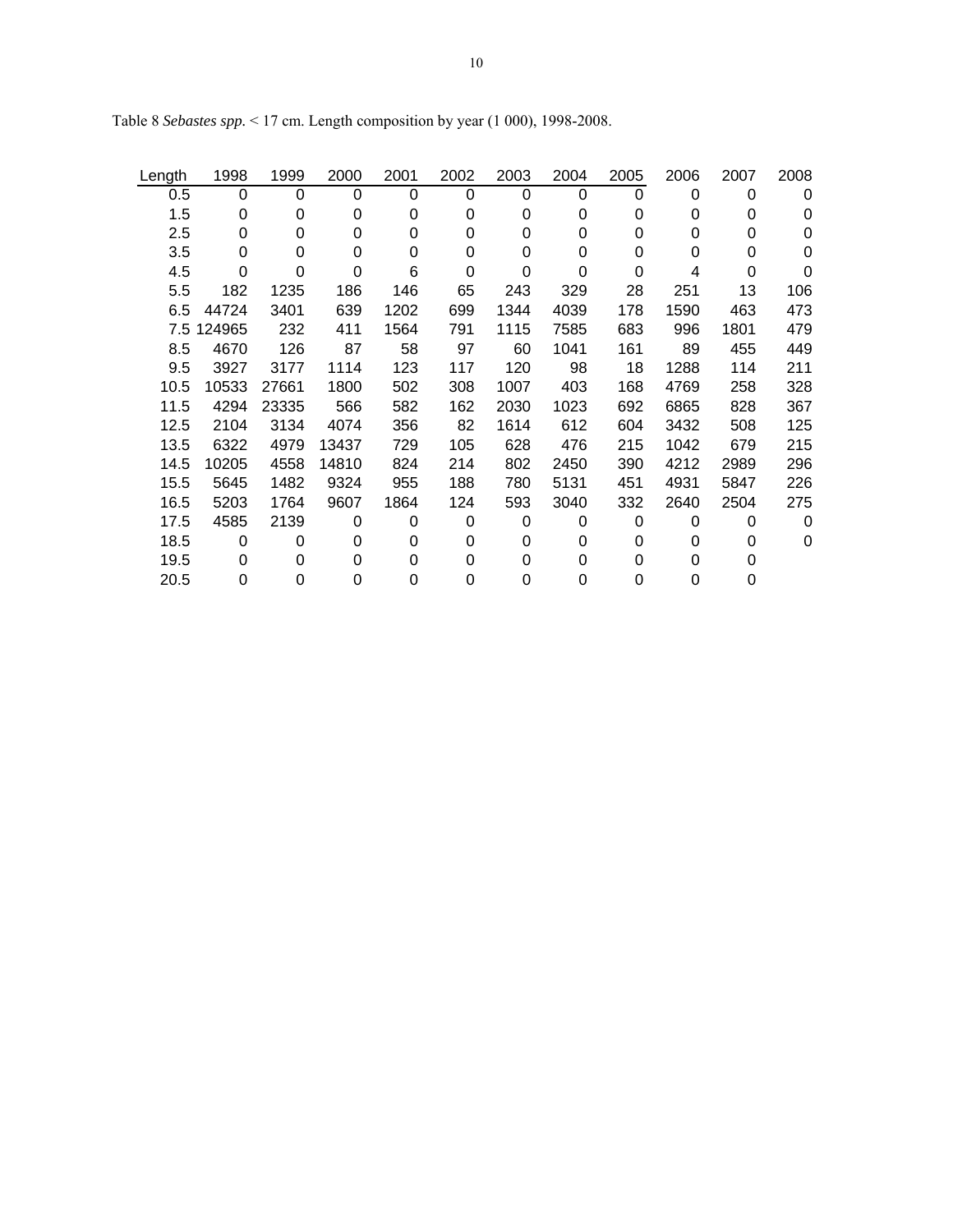Table 8 *Sebastes spp.* < 17 cm. Length composition by year (1 000), 1998-2008.

| Length | 1998 | 1999 | 2000 | 2001 | 2002 | 2003 | 2004 | 2005 | 2006 | 2007 | 2008 |
|---|---|---|---|---|---|---|---|---|---|---|---|
| 0.5 | 0 | 0 | 0 | 0 | 0 | 0 | 0 | 0 | 0 | 0 | 0 |
| 1.5 | 0 | 0 | 0 | 0 | 0 | 0 | 0 | 0 | 0 | 0 | 0 |
| 2.5 | 0 | 0 | 0 | 0 | 0 | 0 | 0 | 0 | 0 | 0 | 0 |
| 3.5 | 0 | 0 | 0 | 0 | 0 | 0 | 0 | 0 | 0 | 0 | 0 |
| 4.5 | 0 | 0 | 0 | 6 | 0 | 0 | 0 | 0 | 4 | 0 | 0 |
| 5.5 | 182 | 1235 | 186 | 146 | 65 | 243 | 329 | 28 | 251 | 13 | 106 |
| 6.5 | 44724 | 3401 | 639 | 1202 | 699 | 1344 | 4039 | 178 | 1590 | 463 | 473 |
| 7.5 | 124965 | 232 | 411 | 1564 | 791 | 1115 | 7585 | 683 | 996 | 1801 | 479 |
| 8.5 | 4670 | 126 | 87 | 58 | 97 | 60 | 1041 | 161 | 89 | 455 | 449 |
| 9.5 | 3927 | 3177 | 1114 | 123 | 117 | 120 | 98 | 18 | 1288 | 114 | 211 |
| 10.5 | 10533 | 27661 | 1800 | 502 | 308 | 1007 | 403 | 168 | 4769 | 258 | 328 |
| 11.5 | 4294 | 23335 | 566 | 582 | 162 | 2030 | 1023 | 692 | 6865 | 828 | 367 |
| 12.5 | 2104 | 3134 | 4074 | 356 | 82 | 1614 | 612 | 604 | 3432 | 508 | 125 |
| 13.5 | 6322 | 4979 | 13437 | 729 | 105 | 628 | 476 | 215 | 1042 | 679 | 215 |
| 14.5 | 10205 | 4558 | 14810 | 824 | 214 | 802 | 2450 | 390 | 4212 | 2989 | 296 |
| 15.5 | 5645 | 1482 | 9324 | 955 | 188 | 780 | 5131 | 451 | 4931 | 5847 | 226 |
| 16.5 | 5203 | 1764 | 9607 | 1864 | 124 | 593 | 3040 | 332 | 2640 | 2504 | 275 |
| 17.5 | 4585 | 2139 | 0 | 0 | 0 | 0 | 0 | 0 | 0 | 0 | 0 |
| 18.5 | 0 | 0 | 0 | 0 | 0 | 0 | 0 | 0 | 0 | 0 | 0 |
| 19.5 | 0 | 0 | 0 | 0 | 0 | 0 | 0 | 0 | 0 | 0 | |
| 20.5 | 0 | 0 | 0 | 0 | 0 | 0 | 0 | 0 | 0 | 0 | |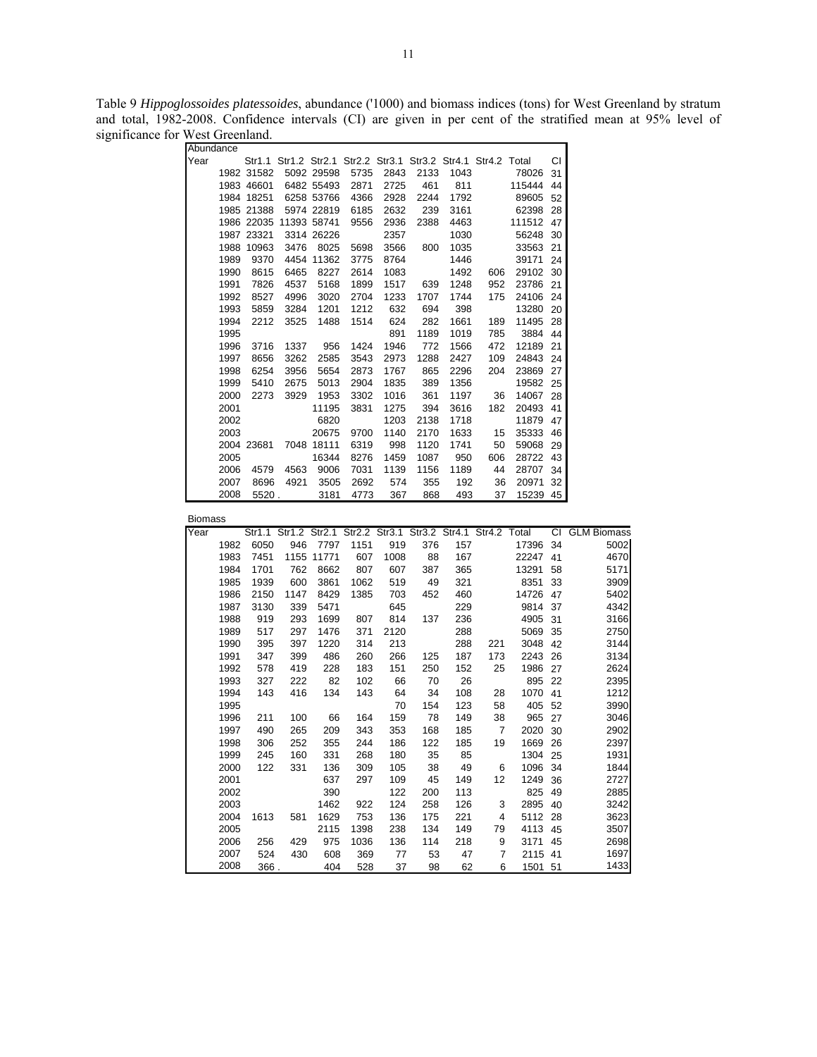Table 9 *Hippoglossoides platessoides*, abundance ('1000) and biomass indices (tons) for West Greenland by stratum and total, 1982-2008. Confidence intervals (CI) are given in per cent of the stratified mean at 95% level of significance for West Greenland.

Abundance

| Year | Str1.1 | Str1.2 | Str2.1 | Str2.2 | Str3.1 | Str3.2 | Str4.1 | Str4.2 | Total | CI |
|---|---|---|---|---|---|---|---|---|---|---|
| 1982 | 31582 | 5092 | 29598 | 5735 | 2843 | 2133 | 1043 | | 78026 | 31 |
| 1983 | 46601 | 6482 | 55493 | 2871 | 2725 | 461 | 811 | | 115444 | 44 |
| 1984 | 18251 | 6258 | 53766 | 4366 | 2928 | 2244 | 1792 | | 89605 | 52 |
| 1985 | 21388 | 5974 | 22819 | 6185 | 2632 | 239 | 3161 | | 62398 | 28 |
| 1986 | 22035 | 11393 | 58741 | 9556 | 2936 | 2388 | 4463 | | 111512 | 47 |
| 1987 | 23321 | 3314 | 26226 | | 2357 | | 1030 | | 56248 | 30 |
| 1988 | 10963 | 3476 | 8025 | 5698 | 3566 | 800 | 1035 | | 33563 | 21 |
| 1989 | 9370 | 4454 | 11362 | 3775 | 8764 | | 1446 | | 39171 | 24 |
| 1990 | 8615 | 6465 | 8227 | 2614 | 1083 | | 1492 | 606 | 29102 | 30 |
| 1991 | 7826 | 4537 | 5168 | 1899 | 1517 | 639 | 1248 | 952 | 23786 | 21 |
| 1992 | 8527 | 4996 | 3020 | 2704 | 1233 | 1707 | 1744 | 175 | 24106 | 24 |
| 1993 | 5859 | 3284 | 1201 | 1212 | 632 | 694 | 398 | | 13280 | 20 |
| 1994 | 2212 | 3525 | 1488 | 1514 | 624 | 282 | 1661 | 189 | 11495 | 28 |
| 1995 | | | | | 891 | 1189 | 1019 | 785 | 3884 | 44 |
| 1996 | 3716 | 1337 | 956 | 1424 | 1946 | 772 | 1566 | 472 | 12189 | 21 |
| 1997 | 8656 | 3262 | 2585 | 3543 | 2973 | 1288 | 2427 | 109 | 24843 | 24 |
| 1998 | 6254 | 3956 | 5654 | 2873 | 1767 | 865 | 2296 | 204 | 23869 | 27 |
| 1999 | 5410 | 2675 | 5013 | 2904 | 1835 | 389 | 1356 | | 19582 | 25 |
| 2000 | 2273 | 3929 | 1953 | 3302 | 1016 | 361 | 1197 | 36 | 14067 | 28 |
| 2001 | | | 11195 | 3831 | 1275 | 394 | 3616 | 182 | 20493 | 41 |
| 2002 | | | 6820 | | 1203 | 2138 | 1718 | | 11879 | 47 |
| 2003 | | | 20675 | 9700 | 1140 | 2170 | 1633 | 15 | 35333 | 46 |
| 2004 | 23681 | 7048 | 18111 | 6319 | 998 | 1120 | 1741 | 50 | 59068 | 29 |
| 2005 | | | 16344 | 8276 | 1459 | 1087 | 950 | 606 | 28722 | 43 |
| 2006 | 4579 | 4563 | 9006 | 7031 | 1139 | 1156 | 1189 | 44 | 28707 | 34 |
| 2007 | 8696 | 4921 | 3505 | 2692 | 574 | 355 | 192 | 36 | 20971 | 32 |
| 2008 | 5520 | . | 3181 | 4773 | 367 | 868 | 493 | 37 | 15239 | 45 |

Biomass

| Year | Str1.1 | Str1.2 | Str2.1 | Str2.2 | Str3.1 | Str3.2 | Str4.1 | Str4.2 | Total | CI | GLM Biomass |
|---|---|---|---|---|---|---|---|---|---|---|---|
| 1982 | 6050 | 946 | 7797 | 1151 | 919 | 376 | 157 | | 17396 | 34 | 5002 |
| 1983 | 7451 | 1155 | 11771 | 607 | 1008 | 88 | 167 | | 22247 | 41 | 4670 |
| 1984 | 1701 | 762 | 8662 | 807 | 607 | 387 | 365 | | 13291 | 58 | 5171 |
| 1985 | 1939 | 600 | 3861 | 1062 | 519 | 49 | 321 | | 8351 | 33 | 3909 |
| 1986 | 2150 | 1147 | 8429 | 1385 | 703 | 452 | 460 | | 14726 | 47 | 5402 |
| 1987 | 3130 | 339 | 5471 | | 645 | | 229 | | 9814 | 37 | 4342 |
| 1988 | 919 | 293 | 1699 | 807 | 814 | 137 | 236 | | 4905 | 31 | 3166 |
| 1989 | 517 | 297 | 1476 | 371 | 2120 | | 288 | | 5069 | 35 | 2750 |
| 1990 | 395 | 397 | 1220 | 314 | 213 | | 288 | 221 | 3048 | 42 | 3144 |
| 1991 | 347 | 399 | 486 | 260 | 266 | 125 | 187 | 173 | 2243 | 26 | 3134 |
| 1992 | 578 | 419 | 228 | 183 | 151 | 250 | 152 | 25 | 1986 | 27 | 2624 |
| 1993 | 327 | 222 | 82 | 102 | 66 | 70 | 26 | | 895 | 22 | 2395 |
| 1994 | 143 | 416 | 134 | 143 | 64 | 34 | 108 | 28 | 1070 | 41 | 1212 |
| 1995 | | | | | 70 | 154 | 123 | 58 | 405 | 52 | 3990 |
| 1996 | 211 | 100 | 66 | 164 | 159 | 78 | 149 | 38 | 965 | 27 | 3046 |
| 1997 | 490 | 265 | 209 | 343 | 353 | 168 | 185 | 7 | 2020 | 30 | 2902 |
| 1998 | 306 | 252 | 355 | 244 | 186 | 122 | 185 | 19 | 1669 | 26 | 2397 |
| 1999 | 245 | 160 | 331 | 268 | 180 | 35 | 85 | | 1304 | 25 | 1931 |
| 2000 | 122 | 331 | 136 | 309 | 105 | 38 | 49 | 6 | 1096 | 34 | 1844 |
| 2001 | | | 637 | 297 | 109 | 45 | 149 | 12 | 1249 | 36 | 2727 |
| 2002 | | | 390 | | 122 | 200 | 113 | | 825 | 49 | 2885 |
| 2003 | | | 1462 | 922 | 124 | 258 | 126 | 3 | 2895 | 40 | 3242 |
| 2004 | 1613 | 581 | 1629 | 753 | 136 | 175 | 221 | 4 | 5112 | 28 | 3623 |
| 2005 | | | 2115 | 1398 | 238 | 134 | 149 | 79 | 4113 | 45 | 3507 |
| 2006 | 256 | 429 | 975 | 1036 | 136 | 114 | 218 | 9 | 3171 | 45 | 2698 |
| 2007 | 524 | 430 | 608 | 369 | 77 | 53 | 47 | 7 | 2115 | 41 | 1697 |
| 2008 | 366 | . | 404 | 528 | 37 | 98 | 62 | 6 | 1501 | 51 | 1433 |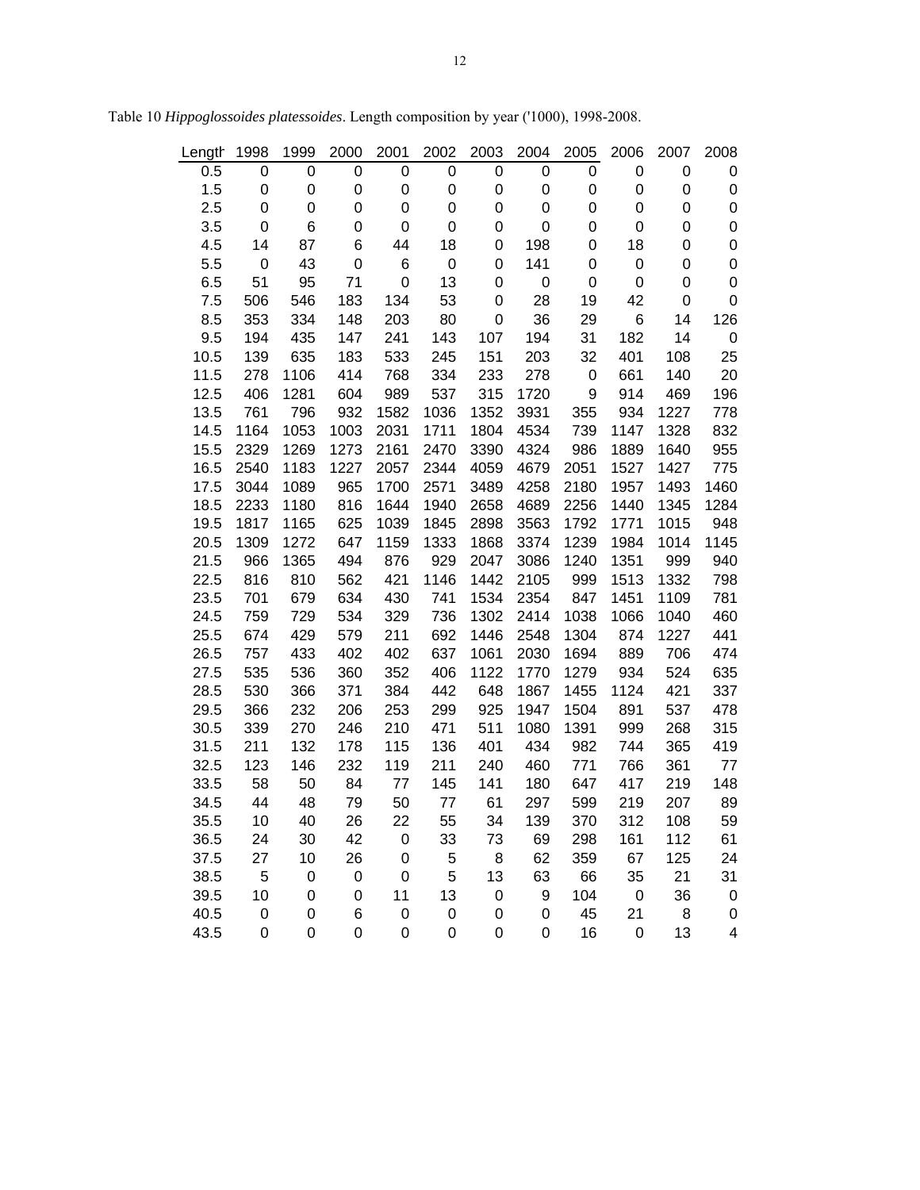Table 10 *Hippoglossoides platessoides*. Length composition by year ('1000), 1998-2008.

| Length | 1998 | 1999 | 2000 | 2001 | 2002 | 2003 | 2004 | 2005 | 2006 | 2007 | 2008 |
|---|---|---|---|---|---|---|---|---|---|---|---|
| 0.5 | 0 | 0 | 0 | 0 | 0 | 0 | 0 | 0 | 0 | 0 | 0 |
| 1.5 | 0 | 0 | 0 | 0 | 0 | 0 | 0 | 0 | 0 | 0 | 0 |
| 2.5 | 0 | 0 | 0 | 0 | 0 | 0 | 0 | 0 | 0 | 0 | 0 |
| 3.5 | 0 | 6 | 0 | 0 | 0 | 0 | 0 | 0 | 0 | 0 | 0 |
| 4.5 | 14 | 87 | 6 | 44 | 18 | 0 | 198 | 0 | 18 | 0 | 0 |
| 5.5 | 0 | 43 | 0 | 6 | 0 | 0 | 141 | 0 | 0 | 0 | 0 |
| 6.5 | 51 | 95 | 71 | 0 | 13 | 0 | 0 | 0 | 0 | 0 | 0 |
| 7.5 | 506 | 546 | 183 | 134 | 53 | 0 | 28 | 19 | 42 | 0 | 0 |
| 8.5 | 353 | 334 | 148 | 203 | 80 | 0 | 36 | 29 | 6 | 14 | 126 |
| 9.5 | 194 | 435 | 147 | 241 | 143 | 107 | 194 | 31 | 182 | 14 | 0 |
| 10.5 | 139 | 635 | 183 | 533 | 245 | 151 | 203 | 32 | 401 | 108 | 25 |
| 11.5 | 278 | 1106 | 414 | 768 | 334 | 233 | 278 | 0 | 661 | 140 | 20 |
| 12.5 | 406 | 1281 | 604 | 989 | 537 | 315 | 1720 | 9 | 914 | 469 | 196 |
| 13.5 | 761 | 796 | 932 | 1582 | 1036 | 1352 | 3931 | 355 | 934 | 1227 | 778 |
| 14.5 | 1164 | 1053 | 1003 | 2031 | 1711 | 1804 | 4534 | 739 | 1147 | 1328 | 832 |
| 15.5 | 2329 | 1269 | 1273 | 2161 | 2470 | 3390 | 4324 | 986 | 1889 | 1640 | 955 |
| 16.5 | 2540 | 1183 | 1227 | 2057 | 2344 | 4059 | 4679 | 2051 | 1527 | 1427 | 775 |
| 17.5 | 3044 | 1089 | 965 | 1700 | 2571 | 3489 | 4258 | 2180 | 1957 | 1493 | 1460 |
| 18.5 | 2233 | 1180 | 816 | 1644 | 1940 | 2658 | 4689 | 2256 | 1440 | 1345 | 1284 |
| 19.5 | 1817 | 1165 | 625 | 1039 | 1845 | 2898 | 3563 | 1792 | 1771 | 1015 | 948 |
| 20.5 | 1309 | 1272 | 647 | 1159 | 1333 | 1868 | 3374 | 1239 | 1984 | 1014 | 1145 |
| 21.5 | 966 | 1365 | 494 | 876 | 929 | 2047 | 3086 | 1240 | 1351 | 999 | 940 |
| 22.5 | 816 | 810 | 562 | 421 | 1146 | 1442 | 2105 | 999 | 1513 | 1332 | 798 |
| 23.5 | 701 | 679 | 634 | 430 | 741 | 1534 | 2354 | 847 | 1451 | 1109 | 781 |
| 24.5 | 759 | 729 | 534 | 329 | 736 | 1302 | 2414 | 1038 | 1066 | 1040 | 460 |
| 25.5 | 674 | 429 | 579 | 211 | 692 | 1446 | 2548 | 1304 | 874 | 1227 | 441 |
| 26.5 | 757 | 433 | 402 | 402 | 637 | 1061 | 2030 | 1694 | 889 | 706 | 474 |
| 27.5 | 535 | 536 | 360 | 352 | 406 | 1122 | 1770 | 1279 | 934 | 524 | 635 |
| 28.5 | 530 | 366 | 371 | 384 | 442 | 648 | 1867 | 1455 | 1124 | 421 | 337 |
| 29.5 | 366 | 232 | 206 | 253 | 299 | 925 | 1947 | 1504 | 891 | 537 | 478 |
| 30.5 | 339 | 270 | 246 | 210 | 471 | 511 | 1080 | 1391 | 999 | 268 | 315 |
| 31.5 | 211 | 132 | 178 | 115 | 136 | 401 | 434 | 982 | 744 | 365 | 419 |
| 32.5 | 123 | 146 | 232 | 119 | 211 | 240 | 460 | 771 | 766 | 361 | 77 |
| 33.5 | 58 | 50 | 84 | 77 | 145 | 141 | 180 | 647 | 417 | 219 | 148 |
| 34.5 | 44 | 48 | 79 | 50 | 77 | 61 | 297 | 599 | 219 | 207 | 89 |
| 35.5 | 10 | 40 | 26 | 22 | 55 | 34 | 139 | 370 | 312 | 108 | 59 |
| 36.5 | 24 | 30 | 42 | 0 | 33 | 73 | 69 | 298 | 161 | 112 | 61 |
| 37.5 | 27 | 10 | 26 | 0 | 5 | 8 | 62 | 359 | 67 | 125 | 24 |
| 38.5 | 5 | 0 | 0 | 0 | 5 | 13 | 63 | 66 | 35 | 21 | 31 |
| 39.5 | 10 | 0 | 0 | 11 | 13 | 0 | 9 | 104 | 0 | 36 | 0 |
| 40.5 | 0 | 0 | 6 | 0 | 0 | 0 | 0 | 45 | 21 | 8 | 0 |
| 43.5 | 0 | 0 | 0 | 0 | 0 | 0 | 0 | 16 | 0 | 13 | 4 |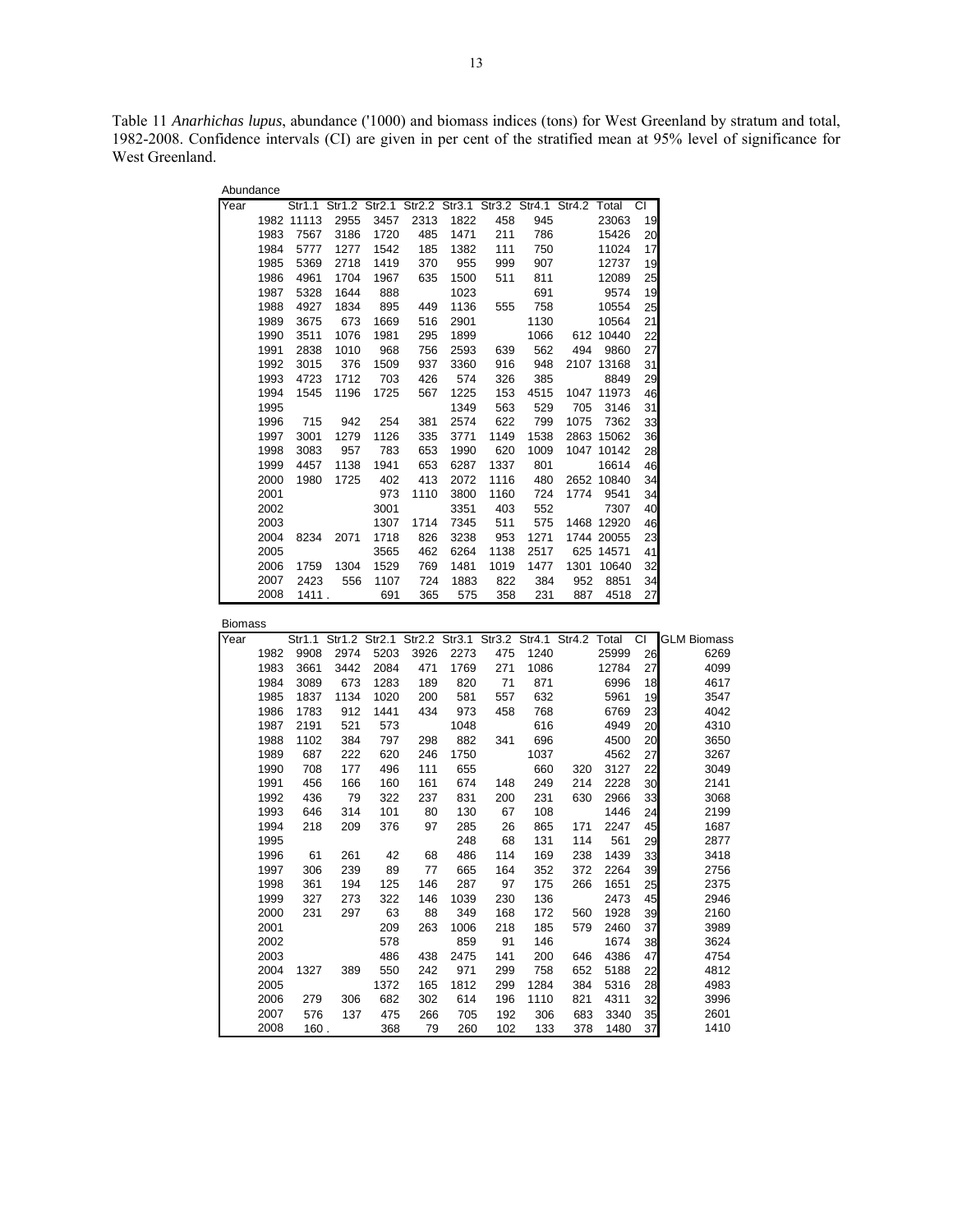Table 11 *Anarhichas lupus*, abundance ('1000) and biomass indices (tons) for West Greenland by stratum and total, 1982-2008. Confidence intervals (CI) are given in per cent of the stratified mean at 95% level of significance for West Greenland.

Abundance

| Year | Str1.1 | Str1.2 | Str2.1 | Str2.2 | Str3.1 | Str3.2 | Str4.1 | Str4.2 | Total | CI |
|---|---|---|---|---|---|---|---|---|---|---|
| 1982 | 11113 | 2955 | 3457 | 2313 | 1822 | 458 | 945 | | 23063 | 19 |
| 1983 | 7567 | 3186 | 1720 | 485 | 1471 | 211 | 786 | | 15426 | 20 |
| 1984 | 5777 | 1277 | 1542 | 185 | 1382 | 111 | 750 | | 11024 | 17 |
| 1985 | 5369 | 2718 | 1419 | 370 | 955 | 999 | 907 | | 12737 | 19 |
| 1986 | 4961 | 1704 | 1967 | 635 | 1500 | 511 | 811 | | 12089 | 25 |
| 1987 | 5328 | 1644 | 888 | | 1023 | | 691 | | 9574 | 19 |
| 1988 | 4927 | 1834 | 895 | 449 | 1136 | 555 | 758 | | 10554 | 25 |
| 1989 | 3675 | 673 | 1669 | 516 | 2901 | | 1130 | | 10564 | 21 |
| 1990 | 3511 | 1076 | 1981 | 295 | 1899 | | 1066 | 612 | 10440 | 22 |
| 1991 | 2838 | 1010 | 968 | 756 | 2593 | 639 | 562 | 494 | 9860 | 27 |
| 1992 | 3015 | 376 | 1509 | 937 | 3360 | 916 | 948 | 2107 | 13168 | 31 |
| 1993 | 4723 | 1712 | 703 | 426 | 574 | 326 | 385 | | 8849 | 29 |
| 1994 | 1545 | 1196 | 1725 | 567 | 1225 | 153 | 4515 | 1047 | 11973 | 46 |
| 1995 | | | | | 1349 | 563 | 529 | 705 | 3146 | 31 |
| 1996 | 715 | 942 | 254 | 381 | 2574 | 622 | 799 | 1075 | 7362 | 33 |
| 1997 | 3001 | 1279 | 1126 | 335 | 3771 | 1149 | 1538 | 2863 | 15062 | 36 |
| 1998 | 3083 | 957 | 783 | 653 | 1990 | 620 | 1009 | 1047 | 10142 | 28 |
| 1999 | 4457 | 1138 | 1941 | 653 | 6287 | 1337 | 801 | | 16614 | 46 |
| 2000 | 1980 | 1725 | 402 | 413 | 2072 | 1116 | 480 | 2652 | 10840 | 34 |
| 2001 | | | 973 | 1110 | 3800 | 1160 | 724 | 1774 | 9541 | 34 |
| 2002 | | | 3001 | | 3351 | 403 | 552 | | 7307 | 40 |
| 2003 | | | 1307 | 1714 | 7345 | 511 | 575 | 1468 | 12920 | 46 |
| 2004 | 8234 | 2071 | 1718 | 826 | 3238 | 953 | 1271 | 1744 | 20055 | 23 |
| 2005 | | | 3565 | 462 | 6264 | 1138 | 2517 | 625 | 14571 | 41 |
| 2006 | 1759 | 1304 | 1529 | 769 | 1481 | 1019 | 1477 | 1301 | 10640 | 32 |
| 2007 | 2423 | 556 | 1107 | 724 | 1883 | 822 | 384 | 952 | 8851 | 34 |
| 2008 | 1411 | . | 691 | 365 | 575 | 358 | 231 | 887 | 4518 | 27 |

Biomass

| Year | Str1.1 | Str1.2 | Str2.1 | Str2.2 | Str3.1 | Str3.2 | Str4.1 | Str4.2 | Total | CI | GLM Biomass |
|---|---|---|---|---|---|---|---|---|---|---|---|
| 1982 | 9908 | 2974 | 5203 | 3926 | 2273 | 475 | 1240 | | 25999 | 26 | 6269 |
| 1983 | 3661 | 3442 | 2084 | 471 | 1769 | 271 | 1086 | | 12784 | 27 | 4099 |
| 1984 | 3089 | 673 | 1283 | 189 | 820 | 71 | 871 | | 6996 | 18 | 4617 |
| 1985 | 1837 | 1134 | 1020 | 200 | 581 | 557 | 632 | | 5961 | 19 | 3547 |
| 1986 | 1783 | 912 | 1441 | 434 | 973 | 458 | 768 | | 6769 | 23 | 4042 |
| 1987 | 2191 | 521 | 573 | | 1048 | | 616 | | 4949 | 20 | 4310 |
| 1988 | 1102 | 384 | 797 | 298 | 882 | 341 | 696 | | 4500 | 20 | 3650 |
| 1989 | 687 | 222 | 620 | 246 | 1750 | | 1037 | | 4562 | 27 | 3267 |
| 1990 | 708 | 177 | 496 | 111 | 655 | | 660 | 320 | 3127 | 22 | 3049 |
| 1991 | 456 | 166 | 160 | 161 | 674 | 148 | 249 | 214 | 2228 | 30 | 2141 |
| 1992 | 436 | 79 | 322 | 237 | 831 | 200 | 231 | 630 | 2966 | 33 | 3068 |
| 1993 | 646 | 314 | 101 | 80 | 130 | 67 | 108 | | 1446 | 24 | 2199 |
| 1994 | 218 | 209 | 376 | 97 | 285 | 26 | 865 | 171 | 2247 | 45 | 1687 |
| 1995 | | | | | 248 | 68 | 131 | 114 | 561 | 29 | 2877 |
| 1996 | 61 | 261 | 42 | 68 | 486 | 114 | 169 | 238 | 1439 | 33 | 3418 |
| 1997 | 306 | 239 | 89 | 77 | 665 | 164 | 352 | 372 | 2264 | 39 | 2756 |
| 1998 | 361 | 194 | 125 | 146 | 287 | 97 | 175 | 266 | 1651 | 25 | 2375 |
| 1999 | 327 | 273 | 322 | 146 | 1039 | 230 | 136 | | 2473 | 45 | 2946 |
| 2000 | 231 | 297 | 63 | 88 | 349 | 168 | 172 | 560 | 1928 | 39 | 2160 |
| 2001 | | | 209 | 263 | 1006 | 218 | 185 | 579 | 2460 | 37 | 3989 |
| 2002 | | | 578 | | 859 | 91 | 146 | | 1674 | 38 | 3624 |
| 2003 | | | 486 | 438 | 2475 | 141 | 200 | 646 | 4386 | 47 | 4754 |
| 2004 | 1327 | 389 | 550 | 242 | 971 | 299 | 758 | 652 | 5188 | 22 | 4812 |
| 2005 | | | 1372 | 165 | 1812 | 299 | 1284 | 384 | 5316 | 28 | 4983 |
| 2006 | 279 | 306 | 682 | 302 | 614 | 196 | 1110 | 821 | 4311 | 32 | 3996 |
| 2007 | 576 | 137 | 475 | 266 | 705 | 192 | 306 | 683 | 3340 | 35 | 2601 |
| 2008 | 160 | . | 368 | 79 | 260 | 102 | 133 | 378 | 1480 | 37 | 1410 |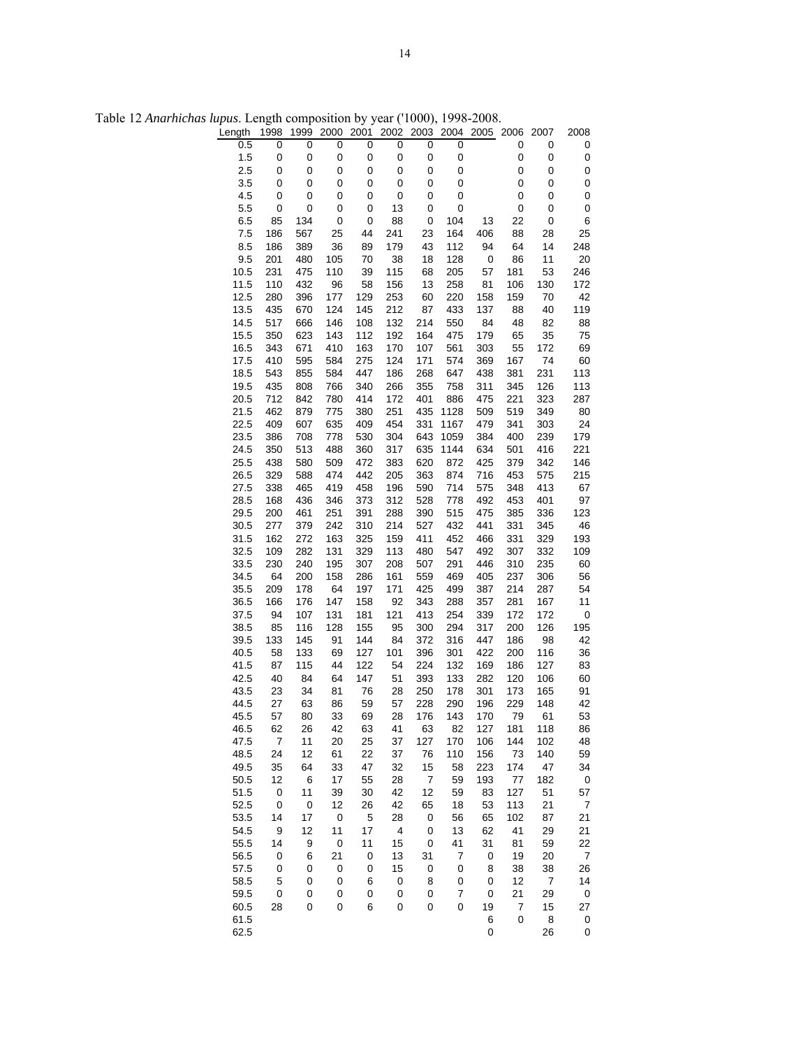Table 12 *Anarhichas lupus*. Length composition by year ('1000), 1998-2008.

| Length | 1998 | 1999 | 2000 | 2001 | 2002 | 2003 | 2004 | 2005 | 2006 | 2007 | 2008 |
|---|---|---|---|---|---|---|---|---|---|---|---|
| 0.5 | 0 | 0 | 0 | 0 | 0 | 0 | 0 | | 0 | 0 | 0 |
| 1.5 | 0 | 0 | 0 | 0 | 0 | 0 | 0 | | 0 | 0 | 0 |
| 2.5 | 0 | 0 | 0 | 0 | 0 | 0 | 0 | | 0 | 0 | 0 |
| 3.5 | 0 | 0 | 0 | 0 | 0 | 0 | 0 | | 0 | 0 | 0 |
| 4.5 | 0 | 0 | 0 | 0 | 0 | 0 | 0 | | 0 | 0 | 0 |
| 5.5 | 0 | 0 | 0 | 0 | 13 | 0 | 0 | | 0 | 0 | 0 |
| 6.5 | 85 | 134 | 0 | 0 | 88 | 0 | 104 | 13 | 22 | 0 | 6 |
| 7.5 | 186 | 567 | 25 | 44 | 241 | 23 | 164 | 406 | 88 | 28 | 25 |
| 8.5 | 186 | 389 | 36 | 89 | 179 | 43 | 112 | 94 | 64 | 14 | 248 |
| 9.5 | 201 | 480 | 105 | 70 | 38 | 18 | 128 | 0 | 86 | 11 | 20 |
| 10.5 | 231 | 475 | 110 | 39 | 115 | 68 | 205 | 57 | 181 | 53 | 246 |
| 11.5 | 110 | 432 | 96 | 58 | 156 | 13 | 258 | 81 | 106 | 130 | 172 |
| 12.5 | 280 | 396 | 177 | 129 | 253 | 60 | 220 | 158 | 159 | 70 | 42 |
| 13.5 | 435 | 670 | 124 | 145 | 212 | 87 | 433 | 137 | 88 | 40 | 119 |
| 14.5 | 517 | 666 | 146 | 108 | 132 | 214 | 550 | 84 | 48 | 82 | 88 |
| 15.5 | 350 | 623 | 143 | 112 | 192 | 164 | 475 | 179 | 65 | 35 | 75 |
| 16.5 | 343 | 671 | 410 | 163 | 170 | 107 | 561 | 303 | 55 | 172 | 69 |
| 17.5 | 410 | 595 | 584 | 275 | 124 | 171 | 574 | 369 | 167 | 74 | 60 |
| 18.5 | 543 | 855 | 584 | 447 | 186 | 268 | 647 | 438 | 381 | 231 | 113 |
| 19.5 | 435 | 808 | 766 | 340 | 266 | 355 | 758 | 311 | 345 | 126 | 113 |
| 20.5 | 712 | 842 | 780 | 414 | 172 | 401 | 886 | 475 | 221 | 323 | 287 |
| 21.5 | 462 | 879 | 775 | 380 | 251 | 435 | 1128 | 509 | 519 | 349 | 80 |
| 22.5 | 409 | 607 | 635 | 409 | 454 | 331 | 1167 | 479 | 341 | 303 | 24 |
| 23.5 | 386 | 708 | 778 | 530 | 304 | 643 | 1059 | 384 | 400 | 239 | 179 |
| 24.5 | 350 | 513 | 488 | 360 | 317 | 635 | 1144 | 634 | 501 | 416 | 221 |
| 25.5 | 438 | 580 | 509 | 472 | 383 | 620 | 872 | 425 | 379 | 342 | 146 |
| 26.5 | 329 | 588 | 474 | 442 | 205 | 363 | 874 | 716 | 453 | 575 | 215 |
| 27.5 | 338 | 465 | 419 | 458 | 196 | 590 | 714 | 575 | 348 | 413 | 67 |
| 28.5 | 168 | 436 | 346 | 373 | 312 | 528 | 778 | 492 | 453 | 401 | 97 |
| 29.5 | 200 | 461 | 251 | 391 | 288 | 390 | 515 | 475 | 385 | 336 | 123 |
| 30.5 | 277 | 379 | 242 | 310 | 214 | 527 | 432 | 441 | 331 | 345 | 46 |
| 31.5 | 162 | 272 | 163 | 325 | 159 | 411 | 452 | 466 | 331 | 329 | 193 |
| 32.5 | 109 | 282 | 131 | 329 | 113 | 480 | 547 | 492 | 307 | 332 | 109 |
| 33.5 | 230 | 240 | 195 | 307 | 208 | 507 | 291 | 446 | 310 | 235 | 60 |
| 34.5 | 64 | 200 | 158 | 286 | 161 | 559 | 469 | 405 | 237 | 306 | 56 |
| 35.5 | 209 | 178 | 64 | 197 | 171 | 425 | 499 | 387 | 214 | 287 | 54 |
| 36.5 | 166 | 176 | 147 | 158 | 92 | 343 | 288 | 357 | 281 | 167 | 11 |
| 37.5 | 94 | 107 | 131 | 181 | 121 | 413 | 254 | 339 | 172 | 172 | 0 |
| 38.5 | 85 | 116 | 128 | 155 | 95 | 300 | 294 | 317 | 200 | 126 | 195 |
| 39.5 | 133 | 145 | 91 | 144 | 84 | 372 | 316 | 447 | 186 | 98 | 42 |
| 40.5 | 58 | 133 | 69 | 127 | 101 | 396 | 301 | 422 | 200 | 116 | 36 |
| 41.5 | 87 | 115 | 44 | 122 | 54 | 224 | 132 | 169 | 186 | 127 | 83 |
| 42.5 | 40 | 84 | 64 | 147 | 51 | 393 | 133 | 282 | 120 | 106 | 60 |
| 43.5 | 23 | 34 | 81 | 76 | 28 | 250 | 178 | 301 | 173 | 165 | 91 |
| 44.5 | 27 | 63 | 86 | 59 | 57 | 228 | 290 | 196 | 229 | 148 | 42 |
| 45.5 | 57 | 80 | 33 | 69 | 28 | 176 | 143 | 170 | 79 | 61 | 53 |
| 46.5 | 62 | 26 | 42 | 63 | 41 | 63 | 82 | 127 | 181 | 118 | 86 |
| 47.5 | 7 | 11 | 20 | 25 | 37 | 127 | 170 | 106 | 144 | 102 | 48 |
| 48.5 | 24 | 12 | 61 | 22 | 37 | 76 | 110 | 156 | 73 | 140 | 59 |
| 49.5 | 35 | 64 | 33 | 47 | 32 | 15 | 58 | 223 | 174 | 47 | 34 |
| 50.5 | 12 | 6 | 17 | 55 | 28 | 7 | 59 | 193 | 77 | 182 | 0 |
| 51.5 | 0 | 11 | 39 | 30 | 42 | 12 | 59 | 83 | 127 | 51 | 57 |
| 52.5 | 0 | 0 | 12 | 26 | 42 | 65 | 18 | 53 | 113 | 21 | 7 |
| 53.5 | 14 | 17 | 0 | 5 | 28 | 0 | 56 | 65 | 102 | 87 | 21 |
| 54.5 | 9 | 12 | 11 | 17 | 4 | 0 | 13 | 62 | 41 | 29 | 21 |
| 55.5 | 14 | 9 | 0 | 11 | 15 | 0 | 41 | 31 | 81 | 59 | 22 |
| 56.5 | 0 | 6 | 21 | 0 | 13 | 31 | 7 | 0 | 19 | 20 | 7 |
| 57.5 | 0 | 0 | 0 | 0 | 15 | 0 | 0 | 8 | 38 | 38 | 26 |
| 58.5 | 5 | 0 | 0 | 6 | 0 | 8 | 0 | 0 | 12 | 7 | 14 |
| 59.5 | 0 | 0 | 0 | 0 | 0 | 0 | 7 | 0 | 21 | 29 | 0 |
| 60.5 | 28 | 0 | 0 | 6 | 0 | 0 | 0 | 19 | 7 | 15 | 27 |
| 61.5 | | | | | | | | 6 | 0 | 8 | 0 |
| 62.5 | | | | | | | | 0 | | 26 | 0 |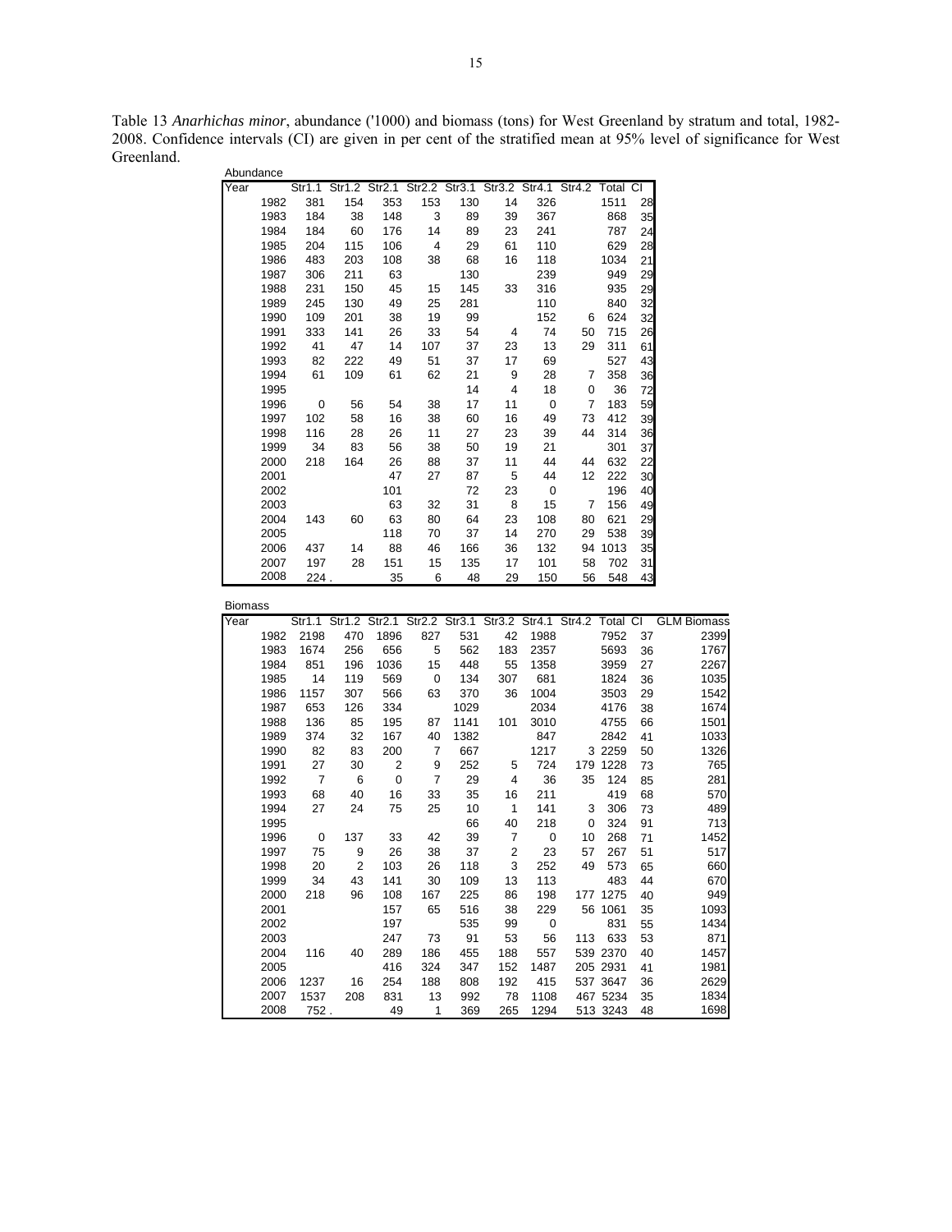Table 13 *Anarhichas minor*, abundance ('1000) and biomass (tons) for West Greenland by stratum and total, 1982-2008. Confidence intervals (CI) are given in per cent of the stratified mean at 95% level of significance for West Greenland.

Abundance

| Year | Str1.1 | Str1.2 | Str2.1 | Str2.2 | Str3.1 | Str3.2 | Str4.1 | Str4.2 | Total | CI |
|---|---|---|---|---|---|---|---|---|---|---|
| 1982 | 381 | 154 | 353 | 153 | 130 | 14 | 326 | | 1511 | 28 |
| 1983 | 184 | 38 | 148 | 3 | 89 | 39 | 367 | | 868 | 35 |
| 1984 | 184 | 60 | 176 | 14 | 89 | 23 | 241 | | 787 | 24 |
| 1985 | 204 | 115 | 106 | 4 | 29 | 61 | 110 | | 629 | 28 |
| 1986 | 483 | 203 | 108 | 38 | 68 | 16 | 118 | | 1034 | 21 |
| 1987 | 306 | 211 | 63 | | 130 | | 239 | | 949 | 29 |
| 1988 | 231 | 150 | 45 | 15 | 145 | 33 | 316 | | 935 | 29 |
| 1989 | 245 | 130 | 49 | 25 | 281 | | 110 | | 840 | 32 |
| 1990 | 109 | 201 | 38 | 19 | 99 | | 152 | 6 | 624 | 32 |
| 1991 | 333 | 141 | 26 | 33 | 54 | 4 | 74 | 50 | 715 | 26 |
| 1992 | 41 | 47 | 14 | 107 | 37 | 23 | 13 | 29 | 311 | 61 |
| 1993 | 82 | 222 | 49 | 51 | 37 | 17 | 69 | | 527 | 43 |
| 1994 | 61 | 109 | 61 | 62 | 21 | 9 | 28 | 7 | 358 | 36 |
| 1995 | | | | | 14 | 4 | 18 | 0 | 36 | 72 |
| 1996 | 0 | 56 | 54 | 38 | 17 | 11 | 0 | 7 | 183 | 59 |
| 1997 | 102 | 58 | 16 | 38 | 60 | 16 | 49 | 73 | 412 | 39 |
| 1998 | 116 | 28 | 26 | 11 | 27 | 23 | 39 | 44 | 314 | 36 |
| 1999 | 34 | 83 | 56 | 38 | 50 | 19 | 21 | | 301 | 37 |
| 2000 | 218 | 164 | 26 | 88 | 37 | 11 | 44 | 44 | 632 | 22 |
| 2001 | | | 47 | 27 | 87 | 5 | 44 | 12 | 222 | 30 |
| 2002 | | | 101 | | 72 | 23 | 0 | | 196 | 40 |
| 2003 | | | 63 | 32 | 31 | 8 | 15 | 7 | 156 | 49 |
| 2004 | 143 | 60 | 63 | 80 | 64 | 23 | 108 | 80 | 621 | 29 |
| 2005 | | | 118 | 70 | 37 | 14 | 270 | 29 | 538 | 39 |
| 2006 | 437 | 14 | 88 | 46 | 166 | 36 | 132 | 94 | 1013 | 35 |
| 2007 | 197 | 28 | 151 | 15 | 135 | 17 | 101 | 58 | 702 | 31 |
| 2008 | 224 | . | 35 | 6 | 48 | 29 | 150 | 56 | 548 | 43 |

Biomass

| Year | Str1.1 | Str1.2 | Str2.1 | Str2.2 | Str3.1 | Str3.2 | Str4.1 | Str4.2 | Total | CI | GLM Biomass |
|---|---|---|---|---|---|---|---|---|---|---|---|
| 1982 | 2198 | 470 | 1896 | 827 | 531 | 42 | 1988 | | 7952 | 37 | 2399 |
| 1983 | 1674 | 256 | 656 | 5 | 562 | 183 | 2357 | | 5693 | 36 | 1767 |
| 1984 | 851 | 196 | 1036 | 15 | 448 | 55 | 1358 | | 3959 | 27 | 2267 |
| 1985 | 14 | 119 | 569 | 0 | 134 | 307 | 681 | | 1824 | 36 | 1035 |
| 1986 | 1157 | 307 | 566 | 63 | 370 | 36 | 1004 | | 3503 | 29 | 1542 |
| 1987 | 653 | 126 | 334 | | 1029 | | 2034 | | 4176 | 38 | 1674 |
| 1988 | 136 | 85 | 195 | 87 | 1141 | 101 | 3010 | | 4755 | 66 | 1501 |
| 1989 | 374 | 32 | 167 | 40 | 1382 | | 847 | | 2842 | 41 | 1033 |
| 1990 | 82 | 83 | 200 | 7 | 667 | | 1217 | 3 | 2259 | 50 | 1326 |
| 1991 | 27 | 30 | 2 | 9 | 252 | 5 | 724 | 179 | 1228 | 73 | 765 |
| 1992 | 7 | 6 | 0 | 7 | 29 | 4 | 36 | 35 | 124 | 85 | 281 |
| 1993 | 68 | 40 | 16 | 33 | 35 | 16 | 211 | | 419 | 68 | 570 |
| 1994 | 27 | 24 | 75 | 25 | 10 | 1 | 141 | 3 | 306 | 73 | 489 |
| 1995 | | | | | 66 | 40 | 218 | 0 | 324 | 91 | 713 |
| 1996 | 0 | 137 | 33 | 42 | 39 | 7 | 0 | 10 | 268 | 71 | 1452 |
| 1997 | 75 | 9 | 26 | 38 | 37 | 2 | 23 | 57 | 267 | 51 | 517 |
| 1998 | 20 | 2 | 103 | 26 | 118 | 3 | 252 | 49 | 573 | 65 | 660 |
| 1999 | 34 | 43 | 141 | 30 | 109 | 13 | 113 | | 483 | 44 | 670 |
| 2000 | 218 | 96 | 108 | 167 | 225 | 86 | 198 | 177 | 1275 | 40 | 949 |
| 2001 | | | 157 | 65 | 516 | 38 | 229 | 56 | 1061 | 35 | 1093 |
| 2002 | | | 197 | | 535 | 99 | 0 | | 831 | 55 | 1434 |
| 2003 | | | 247 | 73 | 91 | 53 | 56 | 113 | 633 | 53 | 871 |
| 2004 | 116 | 40 | 289 | 186 | 455 | 188 | 557 | 539 | 2370 | 40 | 1457 |
| 2005 | | | 416 | 324 | 347 | 152 | 1487 | 205 | 2931 | 41 | 1981 |
| 2006 | 1237 | 16 | 254 | 188 | 808 | 192 | 415 | 537 | 3647 | 36 | 2629 |
| 2007 | 1537 | 208 | 831 | 13 | 992 | 78 | 1108 | 467 | 5234 | 35 | 1834 |
| 2008 | 752 | . | 49 | 1 | 369 | 265 | 1294 | 513 | 3243 | 48 | 1698 |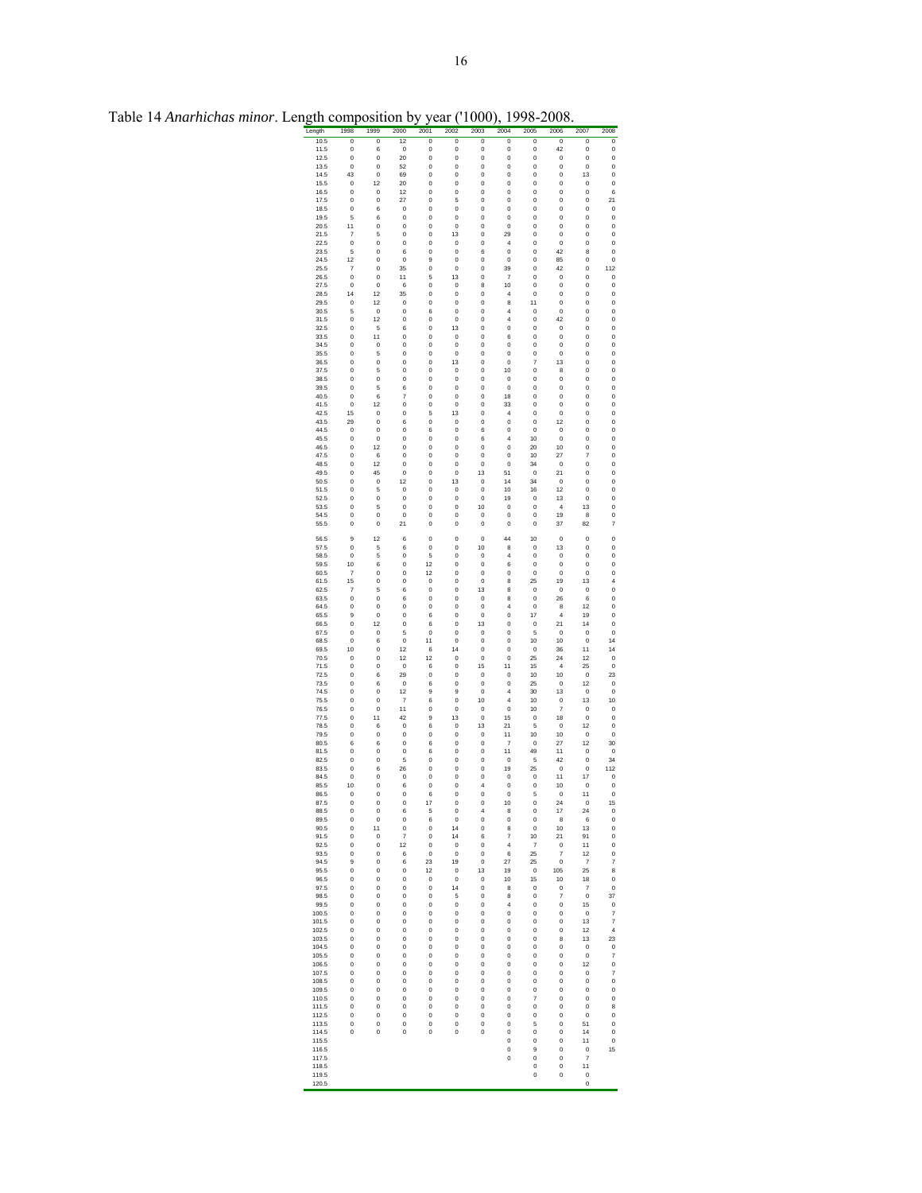Table 14 *Anarhichas minor*. Length composition by year ('1000), 1998-2008.

| Length | 1998 | 1999 | 2000 | 2001 | 2002 | 2003 | 2004 | 2005 | 2006 | 2007 | 2008 |
|---|---|---|---|---|---|---|---|---|---|---|---|
| 10.5 | 0 | 0 | 12 | 0 | 0 | 0 | 0 | 0 | 0 | 0 | 0 |
| 11.5 | 0 | 6 | 0 | 0 | 0 | 0 | 0 | 0 | 42 | 0 | 0 |
| 12.5 | 0 | 0 | 20 | 0 | 0 | 0 | 0 | 0 | 0 | 0 | 0 |
| 13.5 | 0 | 0 | 52 | 0 | 0 | 0 | 0 | 0 | 0 | 0 | 0 |
| 14.5 | 43 | 0 | 69 | 0 | 0 | 0 | 0 | 0 | 0 | 13 | 0 |
| 15.5 | 0 | 12 | 20 | 0 | 0 | 0 | 0 | 0 | 0 | 0 | 0 |
| 16.5 | 0 | 0 | 12 | 0 | 0 | 0 | 0 | 0 | 0 | 0 | 6 |
| 17.5 | 0 | 0 | 27 | 0 | 5 | 0 | 0 | 0 | 0 | 0 | 21 |
| 18.5 | 0 | 6 | 0 | 0 | 0 | 0 | 0 | 0 | 0 | 0 | 0 |
| 19.5 | 5 | 6 | 0 | 0 | 0 | 0 | 0 | 0 | 0 | 0 | 0 |
| 20.5 | 11 | 0 | 0 | 0 | 0 | 0 | 0 | 0 | 0 | 0 | 0 |
| 21.5 | 7 | 5 | 0 | 0 | 13 | 0 | 29 | 0 | 0 | 0 | 0 |
| 22.5 | 0 | 0 | 0 | 0 | 0 | 0 | 4 | 0 | 0 | 0 | 0 |
| 23.5 | 5 | 0 | 6 | 0 | 0 | 6 | 0 | 0 | 42 | 8 | 0 |
| 24.5 | 12 | 0 | 0 | 9 | 0 | 0 | 0 | 0 | 85 | 0 | 0 |
| 25.5 | 7 | 0 | 35 | 0 | 0 | 0 | 39 | 0 | 42 | 0 | 112 |
| 26.5 | 0 | 0 | 11 | 5 | 13 | 0 | 7 | 0 | 0 | 0 | 0 |
| 27.5 | 0 | 0 | 6 | 0 | 0 | 8 | 10 | 0 | 0 | 0 | 0 |
| 28.5 | 14 | 12 | 35 | 0 | 0 | 0 | 4 | 0 | 0 | 0 | 0 |
| 29.5 | 0 | 12 | 0 | 0 | 0 | 0 | 8 | 11 | 0 | 0 | 0 |
| 30.5 | 5 | 0 | 0 | 6 | 0 | 0 | 4 | 0 | 0 | 0 | 0 |
| 31.5 | 0 | 12 | 0 | 0 | 0 | 0 | 4 | 0 | 42 | 0 | 0 |
| 32.5 | 0 | 5 | 6 | 0 | 13 | 0 | 0 | 0 | 0 | 0 | 0 |
| 33.5 | 0 | 11 | 0 | 0 | 0 | 0 | 6 | 0 | 0 | 0 | 0 |
| 34.5 | 0 | 0 | 0 | 0 | 0 | 0 | 0 | 0 | 0 | 0 | 0 |
| 35.5 | 0 | 5 | 0 | 0 | 0 | 0 | 0 | 0 | 0 | 0 | 0 |
| 36.5 | 0 | 0 | 0 | 0 | 13 | 0 | 0 | 7 | 13 | 0 | 0 |
| 37.5 | 0 | 5 | 0 | 0 | 0 | 0 | 10 | 0 | 8 | 0 | 0 |
| 38.5 | 0 | 0 | 0 | 0 | 0 | 0 | 0 | 0 | 0 | 0 | 0 |
| 39.5 | 0 | 5 | 6 | 0 | 0 | 0 | 0 | 0 | 0 | 0 | 0 |
| 40.5 | 0 | 6 | 7 | 0 | 0 | 0 | 18 | 0 | 0 | 0 | 0 |
| 41.5 | 0 | 12 | 0 | 0 | 0 | 0 | 33 | 0 | 0 | 0 | 0 |
| 42.5 | 15 | 0 | 0 | 5 | 13 | 0 | 4 | 0 | 0 | 0 | 0 |
| 43.5 | 29 | 0 | 6 | 0 | 0 | 0 | 0 | 0 | 12 | 0 | 0 |
| 44.5 | 0 | 0 | 0 | 6 | 0 | 6 | 0 | 0 | 0 | 0 | 0 |
| 45.5 | 0 | 0 | 0 | 0 | 0 | 6 | 4 | 10 | 0 | 0 | 0 |
| 46.5 | 0 | 12 | 0 | 0 | 0 | 0 | 0 | 20 | 10 | 0 | 0 |
| 47.5 | 0 | 6 | 0 | 0 | 0 | 0 | 0 | 10 | 27 | 7 | 0 |
| 48.5 | 0 | 12 | 0 | 0 | 0 | 0 | 0 | 34 | 0 | 0 | 0 |
| 49.5 | 0 | 45 | 0 | 0 | 0 | 13 | 51 | 0 | 21 | 0 | 0 |
| 50.5 | 0 | 0 | 12 | 0 | 13 | 0 | 14 | 34 | 0 | 0 | 0 |
| 51.5 | 0 | 5 | 0 | 0 | 0 | 0 | 10 | 16 | 12 | 0 | 0 |
| 52.5 | 0 | 0 | 0 | 0 | 0 | 0 | 19 | 0 | 13 | 0 | 0 |
| 53.5 | 0 | 5 | 0 | 0 | 0 | 10 | 0 | 0 | 4 | 13 | 0 |
| 54.5 | 0 | 0 | 0 | 0 | 0 | 0 | 0 | 0 | 19 | 8 | 0 |
| 55.5 | 0 | 0 | 21 | 0 | 0 | 0 | 0 | 0 | 37 | 82 | 7 |
| 56.5 | 9 | 12 | 6 | 0 | 0 | 0 | 44 | 10 | 0 | 0 | 0 |
| 57.5 | 0 | 5 | 6 | 0 | 0 | 10 | 8 | 0 | 13 | 0 | 0 |
| 58.5 | 0 | 5 | 0 | 5 | 0 | 0 | 4 | 0 | 0 | 0 | 0 |
| 59.5 | 10 | 6 | 0 | 12 | 0 | 0 | 6 | 0 | 0 | 0 | 0 |
| 60.5 | 7 | 0 | 0 | 12 | 0 | 0 | 0 | 0 | 0 | 0 | 0 |
| 61.5 | 15 | 0 | 0 | 0 | 0 | 0 | 8 | 25 | 19 | 13 | 4 |
| 62.5 | 7 | 5 | 6 | 0 | 0 | 13 | 8 | 0 | 0 | 0 | 0 |
| 63.5 | 0 | 0 | 6 | 0 | 0 | 0 | 8 | 0 | 26 | 6 | 0 |
| 64.5 | 0 | 0 | 0 | 0 | 0 | 0 | 4 | 0 | 8 | 12 | 0 |
| 65.5 | 9 | 0 | 0 | 6 | 0 | 0 | 0 | 17 | 4 | 19 | 0 |
| 66.5 | 0 | 12 | 0 | 6 | 0 | 13 | 0 | 0 | 21 | 14 | 0 |
| 67.5 | 0 | 0 | 5 | 0 | 0 | 0 | 0 | 5 | 0 | 0 | 0 |
| 68.5 | 0 | 6 | 0 | 11 | 0 | 0 | 0 | 10 | 10 | 0 | 14 |
| 69.5 | 10 | 0 | 12 | 6 | 14 | 0 | 0 | 0 | 36 | 11 | 14 |
| 70.5 | 0 | 0 | 12 | 12 | 0 | 0 | 0 | 25 | 24 | 12 | 0 |
| 71.5 | 0 | 0 | 0 | 6 | 0 | 15 | 11 | 15 | 4 | 25 | 0 |
| 72.5 | 0 | 6 | 29 | 0 | 0 | 0 | 0 | 10 | 10 | 0 | 23 |
| 73.5 | 0 | 6 | 0 | 6 | 0 | 0 | 0 | 25 | 0 | 12 | 0 |
| 74.5 | 0 | 0 | 12 | 9 | 9 | 0 | 4 | 30 | 13 | 0 | 0 |
| 75.5 | 0 | 0 | 7 | 6 | 0 | 10 | 4 | 10 | 0 | 13 | 10 |
| 76.5 | 0 | 0 | 11 | 0 | 0 | 0 | 0 | 10 | 7 | 0 | 0 |
| 77.5 | 0 | 11 | 42 | 9 | 13 | 0 | 15 | 0 | 18 | 0 | 0 |
| 78.5 | 0 | 6 | 0 | 6 | 0 | 13 | 21 | 5 | 0 | 12 | 0 |
| 79.5 | 0 | 0 | 0 | 0 | 0 | 0 | 11 | 10 | 10 | 0 | 0 |
| 80.5 | 6 | 6 | 0 | 6 | 0 | 0 | 7 | 0 | 27 | 12 | 30 |
| 81.5 | 0 | 0 | 0 | 6 | 0 | 0 | 11 | 49 | 11 | 0 | 0 |
| 82.5 | 0 | 0 | 5 | 0 | 0 | 0 | 0 | 5 | 42 | 0 | 34 |
| 83.5 | 0 | 6 | 26 | 0 | 0 | 0 | 19 | 25 | 0 | 0 | 112 |
| 84.5 | 0 | 0 | 0 | 0 | 0 | 0 | 0 | 0 | 11 | 17 | 0 |
| 85.5 | 10 | 0 | 6 | 0 | 0 | 4 | 0 | 0 | 10 | 0 | 0 |
| 86.5 | 0 | 0 | 0 | 6 | 0 | 0 | 0 | 5 | 0 | 11 | 0 |
| 87.5 | 0 | 0 | 0 | 17 | 0 | 0 | 10 | 0 | 24 | 0 | 15 |
| 88.5 | 0 | 0 | 6 | 5 | 0 | 4 | 8 | 0 | 17 | 24 | 0 |
| 89.5 | 0 | 0 | 0 | 6 | 0 | 0 | 0 | 0 | 8 | 6 | 0 |
| 90.5 | 0 | 11 | 0 | 0 | 14 | 0 | 8 | 0 | 10 | 13 | 0 |
| 91.5 | 0 | 0 | 7 | 0 | 14 | 6 | 7 | 10 | 21 | 91 | 0 |
| 92.5 | 0 | 0 | 12 | 0 | 0 | 0 | 4 | 7 | 0 | 11 | 0 |
| 93.5 | 0 | 0 | 6 | 0 | 0 | 0 | 6 | 25 | 7 | 12 | 0 |
| 94.5 | 9 | 0 | 6 | 23 | 19 | 0 | 27 | 25 | 0 | 7 | 7 |
| 95.5 | 0 | 0 | 0 | 12 | 0 | 13 | 19 | 0 | 105 | 25 | 8 |
| 96.5 | 0 | 0 | 0 | 0 | 0 | 0 | 10 | 15 | 10 | 18 | 0 |
| 97.5 | 0 | 0 | 0 | 0 | 14 | 0 | 8 | 0 | 0 | 7 | 0 |
| 98.5 | 0 | 0 | 0 | 0 | 5 | 0 | 8 | 0 | 7 | 0 | 37 |
| 99.5 | 0 | 0 | 0 | 0 | 0 | 0 | 4 | 0 | 0 | 15 | 0 |
| 100.5 | 0 | 0 | 0 | 0 | 0 | 0 | 0 | 0 | 0 | 0 | 7 |
| 101.5 | 0 | 0 | 0 | 0 | 0 | 0 | 0 | 0 | 0 | 13 | 7 |
| 102.5 | 0 | 0 | 0 | 0 | 0 | 0 | 0 | 0 | 0 | 12 | 4 |
| 103.5 | 0 | 0 | 0 | 0 | 0 | 0 | 0 | 0 | 8 | 13 | 23 |
| 104.5 | 0 | 0 | 0 | 0 | 0 | 0 | 0 | 0 | 0 | 0 | 0 |
| 105.5 | 0 | 0 | 0 | 0 | 0 | 0 | 0 | 0 | 0 | 0 | 7 |
| 106.5 | 0 | 0 | 0 | 0 | 0 | 0 | 0 | 0 | 0 | 12 | 0 |
| 107.5 | 0 | 0 | 0 | 0 | 0 | 0 | 0 | 0 | 0 | 0 | 7 |
| 108.5 | 0 | 0 | 0 | 0 | 0 | 0 | 0 | 0 | 0 | 0 | 0 |
| 109.5 | 0 | 0 | 0 | 0 | 0 | 0 | 0 | 0 | 0 | 0 | 0 |
| 110.5 | 0 | 0 | 0 | 0 | 0 | 0 | 0 | 7 | 0 | 0 | 0 |
| 111.5 | 0 | 0 | 0 | 0 | 0 | 0 | 0 | 0 | 0 | 0 | 8 |
| 112.5 | 0 | 0 | 0 | 0 | 0 | 0 | 0 | 0 | 0 | 0 | 0 |
| 113.5 | 0 | 0 | 0 | 0 | 0 | 0 | 0 | 5 | 0 | 51 | 0 |
| 114.5 | 0 | 0 | 0 | 0 | 0 | 0 | 0 | 0 | 0 | 14 | 0 |
| 115.5 | | | | | | | 0 | 0 | 0 | 11 | 0 |
| 116.5 | | | | | | | 0 | 9 | 0 | 0 | 15 |
| 117.5 | | | | | | | 0 | 0 | 0 | 7 | |
| 118.5 | | | | | | | | 0 | 0 | 11 | |
| 119.5 | | | | | | | | 0 | 0 | 0 | |
| 120.5 | | | | | | | | | | 0 | |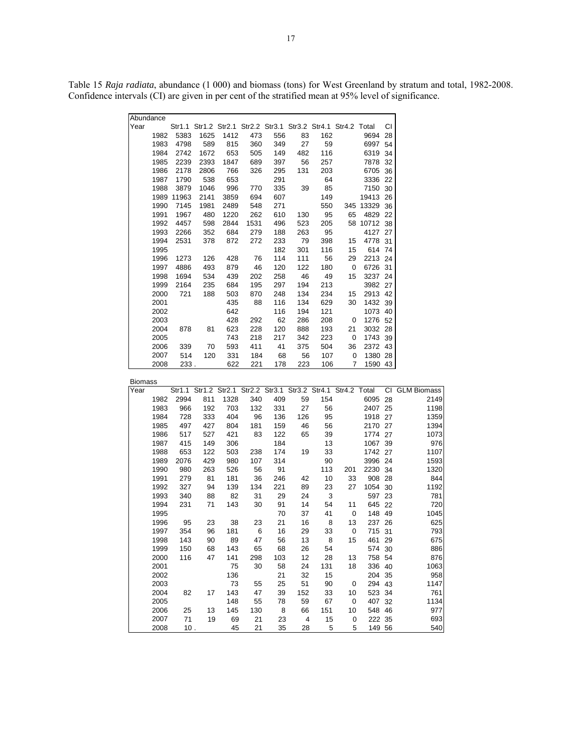Table 15 *Raja radiata*, abundance (1 000) and biomass (tons) for West Greenland by stratum and total, 1982-2008. Confidence intervals (CI) are given in per cent of the stratified mean at 95% level of significance.

Abundance

| Year | Str1.1 | Str1.2 | Str2.1 | Str2.2 | Str3.1 | Str3.2 | Str4.1 | Str4.2 | Total | CI |
|---|---|---|---|---|---|---|---|---|---|---|
| 1982 | 5383 | 1625 | 1412 | 473 | 556 | 83 | 162 | | 9694 | 28 |
| 1983 | 4798 | 589 | 815 | 360 | 349 | 27 | 59 | | 6997 | 54 |
| 1984 | 2742 | 1672 | 653 | 505 | 149 | 482 | 116 | | 6319 | 34 |
| 1985 | 2239 | 2393 | 1847 | 689 | 397 | 56 | 257 | | 7878 | 32 |
| 1986 | 2178 | 2806 | 766 | 326 | 295 | 131 | 203 | | 6705 | 36 |
| 1987 | 1790 | 538 | 653 | | 291 | | 64 | | 3336 | 22 |
| 1988 | 3879 | 1046 | 996 | 770 | 335 | 39 | 85 | | 7150 | 30 |
| 1989 | 11963 | 2141 | 3859 | 694 | 607 | | 149 | | 19413 | 26 |
| 1990 | 7145 | 1981 | 2489 | 548 | 271 | | 550 | 345 | 13329 | 36 |
| 1991 | 1967 | 480 | 1220 | 262 | 610 | 130 | 95 | 65 | 4829 | 22 |
| 1992 | 4457 | 598 | 2844 | 1531 | 496 | 523 | 205 | 58 | 10712 | 38 |
| 1993 | 2266 | 352 | 684 | 279 | 188 | 263 | 95 | | 4127 | 27 |
| 1994 | 2531 | 378 | 872 | 272 | 233 | 79 | 398 | 15 | 4778 | 31 |
| 1995 | | | | | 182 | 301 | 116 | 15 | 614 | 74 |
| 1996 | 1273 | 126 | 428 | 76 | 114 | 111 | 56 | 29 | 2213 | 24 |
| 1997 | 4886 | 493 | 879 | 46 | 120 | 122 | 180 | 0 | 6726 | 31 |
| 1998 | 1694 | 534 | 439 | 202 | 258 | 46 | 49 | 15 | 3237 | 24 |
| 1999 | 2164 | 235 | 684 | 195 | 297 | 194 | 213 | | 3982 | 27 |
| 2000 | 721 | 188 | 503 | 870 | 248 | 134 | 234 | 15 | 2913 | 42 |
| 2001 | | | 435 | 88 | 116 | 134 | 629 | 30 | 1432 | 39 |
| 2002 | | | 642 | | 116 | 194 | 121 | | 1073 | 40 |
| 2003 | | | 428 | 292 | 62 | 286 | 208 | 0 | 1276 | 52 |
| 2004 | 878 | 81 | 623 | 228 | 120 | 888 | 193 | 21 | 3032 | 28 |
| 2005 | | | 743 | 218 | 217 | 342 | 223 | 0 | 1743 | 39 |
| 2006 | 339 | 70 | 593 | 411 | 41 | 375 | 504 | 36 | 2372 | 43 |
| 2007 | 514 | 120 | 331 | 184 | 68 | 56 | 107 | 0 | 1380 | 28 |
| 2008 | 233 | . | 622 | 221 | 178 | 223 | 106 | 7 | 1590 | 43 |

Biomass

| Year | Str1.1 | Str1.2 | Str2.1 | Str2.2 | Str3.1 | Str3.2 | Str4.1 | Str4.2 | Total | CI | GLM Biomass |
|---|---|---|---|---|---|---|---|---|---|---|---|
| 1982 | 2994 | 811 | 1328 | 340 | 409 | 59 | 154 | | 6095 | 28 | 2149 |
| 1983 | 966 | 192 | 703 | 132 | 331 | 27 | 56 | | 2407 | 25 | 1198 |
| 1984 | 728 | 333 | 404 | 96 | 136 | 126 | 95 | | 1918 | 27 | 1359 |
| 1985 | 497 | 427 | 804 | 181 | 159 | 46 | 56 | | 2170 | 27 | 1394 |
| 1986 | 517 | 527 | 421 | 83 | 122 | 65 | 39 | | 1774 | 27 | 1073 |
| 1987 | 415 | 149 | 306 | | 184 | | 13 | | 1067 | 39 | 976 |
| 1988 | 653 | 122 | 503 | 238 | 174 | 19 | 33 | | 1742 | 27 | 1107 |
| 1989 | 2076 | 429 | 980 | 107 | 314 | | 90 | | 3996 | 24 | 1593 |
| 1990 | 980 | 263 | 526 | 56 | 91 | | 113 | 201 | 2230 | 34 | 1320 |
| 1991 | 279 | 81 | 181 | 36 | 246 | 42 | 10 | 33 | 908 | 28 | 844 |
| 1992 | 327 | 94 | 139 | 134 | 221 | 89 | 23 | 27 | 1054 | 30 | 1192 |
| 1993 | 340 | 88 | 82 | 31 | 29 | 24 | 3 | | 597 | 23 | 781 |
| 1994 | 231 | 71 | 143 | 30 | 91 | 14 | 54 | 11 | 645 | 22 | 720 |
| 1995 | | | | | 70 | 37 | 41 | 0 | 148 | 49 | 1045 |
| 1996 | 95 | 23 | 38 | 23 | 21 | 16 | 8 | 13 | 237 | 26 | 625 |
| 1997 | 354 | 96 | 181 | 6 | 16 | 29 | 33 | 0 | 715 | 31 | 793 |
| 1998 | 143 | 90 | 89 | 47 | 56 | 13 | 8 | 15 | 461 | 29 | 675 |
| 1999 | 150 | 68 | 143 | 65 | 68 | 26 | 54 | | 574 | 30 | 886 |
| 2000 | 116 | 47 | 141 | 298 | 103 | 12 | 28 | 13 | 758 | 54 | 876 |
| 2001 | | | 75 | 30 | 58 | 24 | 131 | 18 | 336 | 40 | 1063 |
| 2002 | | | 136 | | 21 | 32 | 15 | | 204 | 35 | 958 |
| 2003 | | | 73 | 55 | 25 | 51 | 90 | 0 | 294 | 43 | 1147 |
| 2004 | 82 | 17 | 143 | 47 | 39 | 152 | 33 | 10 | 523 | 34 | 761 |
| 2005 | | | 148 | 55 | 78 | 59 | 67 | 0 | 407 | 32 | 1134 |
| 2006 | 25 | 13 | 145 | 130 | 8 | 66 | 151 | 10 | 548 | 46 | 977 |
| 2007 | 71 | 19 | 69 | 21 | 23 | 4 | 15 | 0 | 222 | 35 | 693 |
| 2008 | 10 | . | 45 | 21 | 35 | 28 | 5 | 5 | 149 | 56 | 540 |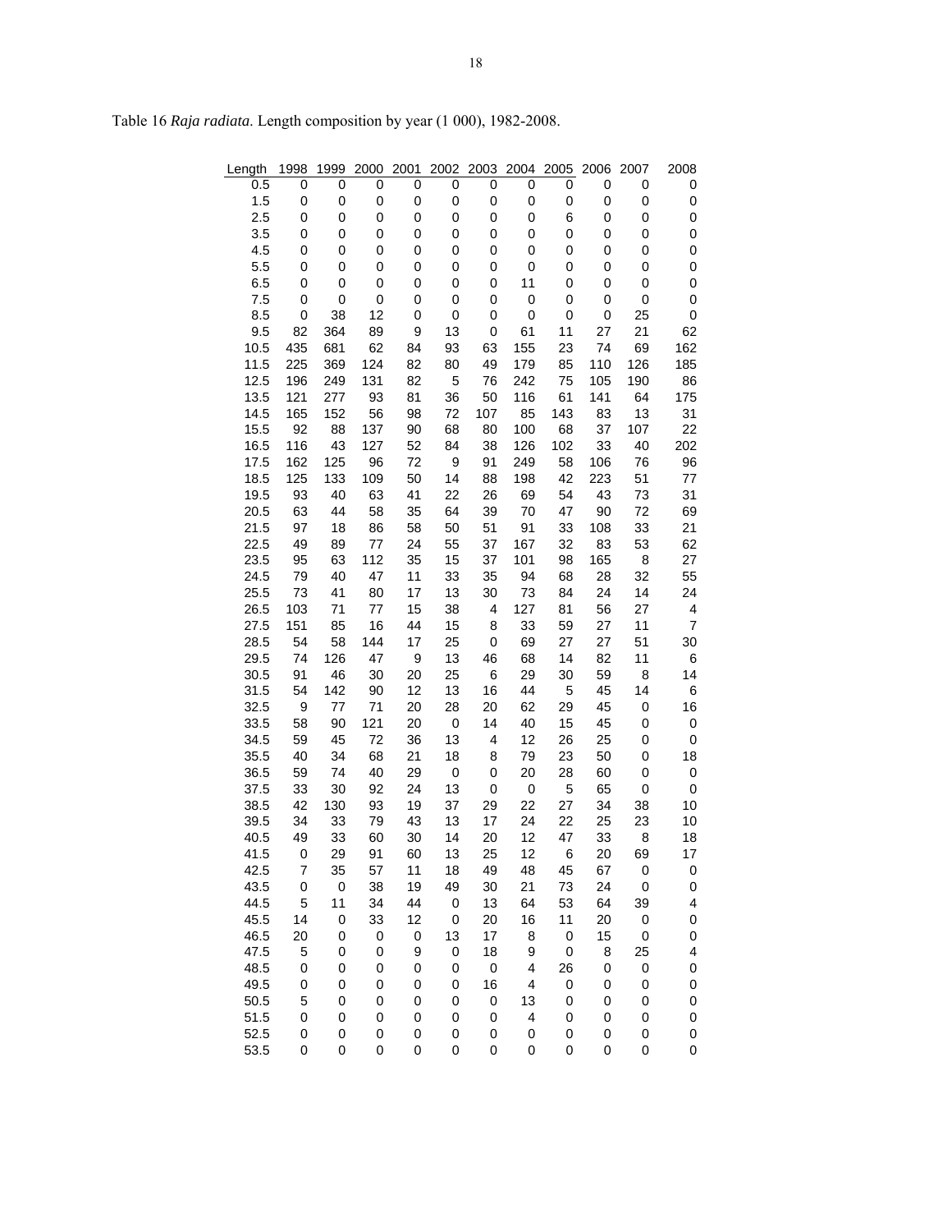Table 16 *Raja radiata*. Length composition by year (1 000), 1982-2008.

| Length | 1998 | 1999 | 2000 | 2001 | 2002 | 2003 | 2004 | 2005 | 2006 | 2007 | 2008 |
|---|---|---|---|---|---|---|---|---|---|---|---|
| 0.5 | 0 | 0 | 0 | 0 | 0 | 0 | 0 | 0 | 0 | 0 | 0 |
| 1.5 | 0 | 0 | 0 | 0 | 0 | 0 | 0 | 0 | 0 | 0 | 0 |
| 2.5 | 0 | 0 | 0 | 0 | 0 | 0 | 0 | 6 | 0 | 0 | 0 |
| 3.5 | 0 | 0 | 0 | 0 | 0 | 0 | 0 | 0 | 0 | 0 | 0 |
| 4.5 | 0 | 0 | 0 | 0 | 0 | 0 | 0 | 0 | 0 | 0 | 0 |
| 5.5 | 0 | 0 | 0 | 0 | 0 | 0 | 0 | 0 | 0 | 0 | 0 |
| 6.5 | 0 | 0 | 0 | 0 | 0 | 0 | 11 | 0 | 0 | 0 | 0 |
| 7.5 | 0 | 0 | 0 | 0 | 0 | 0 | 0 | 0 | 0 | 0 | 0 |
| 8.5 | 0 | 38 | 12 | 0 | 0 | 0 | 0 | 0 | 0 | 25 | 0 |
| 9.5 | 82 | 364 | 89 | 9 | 13 | 0 | 61 | 11 | 27 | 21 | 62 |
| 10.5 | 435 | 681 | 62 | 84 | 93 | 63 | 155 | 23 | 74 | 69 | 162 |
| 11.5 | 225 | 369 | 124 | 82 | 80 | 49 | 179 | 85 | 110 | 126 | 185 |
| 12.5 | 196 | 249 | 131 | 82 | 5 | 76 | 242 | 75 | 105 | 190 | 86 |
| 13.5 | 121 | 277 | 93 | 81 | 36 | 50 | 116 | 61 | 141 | 64 | 175 |
| 14.5 | 165 | 152 | 56 | 98 | 72 | 107 | 85 | 143 | 83 | 13 | 31 |
| 15.5 | 92 | 88 | 137 | 90 | 68 | 80 | 100 | 68 | 37 | 107 | 22 |
| 16.5 | 116 | 43 | 127 | 52 | 84 | 38 | 126 | 102 | 33 | 40 | 202 |
| 17.5 | 162 | 125 | 96 | 72 | 9 | 91 | 249 | 58 | 106 | 76 | 96 |
| 18.5 | 125 | 133 | 109 | 50 | 14 | 88 | 198 | 42 | 223 | 51 | 77 |
| 19.5 | 93 | 40 | 63 | 41 | 22 | 26 | 69 | 54 | 43 | 73 | 31 |
| 20.5 | 63 | 44 | 58 | 35 | 64 | 39 | 70 | 47 | 90 | 72 | 69 |
| 21.5 | 97 | 18 | 86 | 58 | 50 | 51 | 91 | 33 | 108 | 33 | 21 |
| 22.5 | 49 | 89 | 77 | 24 | 55 | 37 | 167 | 32 | 83 | 53 | 62 |
| 23.5 | 95 | 63 | 112 | 35 | 15 | 37 | 101 | 98 | 165 | 8 | 27 |
| 24.5 | 79 | 40 | 47 | 11 | 33 | 35 | 94 | 68 | 28 | 32 | 55 |
| 25.5 | 73 | 41 | 80 | 17 | 13 | 30 | 73 | 84 | 24 | 14 | 24 |
| 26.5 | 103 | 71 | 77 | 15 | 38 | 4 | 127 | 81 | 56 | 27 | 4 |
| 27.5 | 151 | 85 | 16 | 44 | 15 | 8 | 33 | 59 | 27 | 11 | 7 |
| 28.5 | 54 | 58 | 144 | 17 | 25 | 0 | 69 | 27 | 27 | 51 | 30 |
| 29.5 | 74 | 126 | 47 | 9 | 13 | 46 | 68 | 14 | 82 | 11 | 6 |
| 30.5 | 91 | 46 | 30 | 20 | 25 | 6 | 29 | 30 | 59 | 8 | 14 |
| 31.5 | 54 | 142 | 90 | 12 | 13 | 16 | 44 | 5 | 45 | 14 | 6 |
| 32.5 | 9 | 77 | 71 | 20 | 28 | 20 | 62 | 29 | 45 | 0 | 16 |
| 33.5 | 58 | 90 | 121 | 20 | 0 | 14 | 40 | 15 | 45 | 0 | 0 |
| 34.5 | 59 | 45 | 72 | 36 | 13 | 4 | 12 | 26 | 25 | 0 | 0 |
| 35.5 | 40 | 34 | 68 | 21 | 18 | 8 | 79 | 23 | 50 | 0 | 18 |
| 36.5 | 59 | 74 | 40 | 29 | 0 | 0 | 20 | 28 | 60 | 0 | 0 |
| 37.5 | 33 | 30 | 92 | 24 | 13 | 0 | 0 | 5 | 65 | 0 | 0 |
| 38.5 | 42 | 130 | 93 | 19 | 37 | 29 | 22 | 27 | 34 | 38 | 10 |
| 39.5 | 34 | 33 | 79 | 43 | 13 | 17 | 24 | 22 | 25 | 23 | 10 |
| 40.5 | 49 | 33 | 60 | 30 | 14 | 20 | 12 | 47 | 33 | 8 | 18 |
| 41.5 | 0 | 29 | 91 | 60 | 13 | 25 | 12 | 6 | 20 | 69 | 17 |
| 42.5 | 7 | 35 | 57 | 11 | 18 | 49 | 48 | 45 | 67 | 0 | 0 |
| 43.5 | 0 | 0 | 38 | 19 | 49 | 30 | 21 | 73 | 24 | 0 | 0 |
| 44.5 | 5 | 11 | 34 | 44 | 0 | 13 | 64 | 53 | 64 | 39 | 4 |
| 45.5 | 14 | 0 | 33 | 12 | 0 | 20 | 16 | 11 | 20 | 0 | 0 |
| 46.5 | 20 | 0 | 0 | 0 | 13 | 17 | 8 | 0 | 15 | 0 | 0 |
| 47.5 | 5 | 0 | 0 | 9 | 0 | 18 | 9 | 0 | 8 | 25 | 4 |
| 48.5 | 0 | 0 | 0 | 0 | 0 | 0 | 4 | 26 | 0 | 0 | 0 |
| 49.5 | 0 | 0 | 0 | 0 | 0 | 16 | 4 | 0 | 0 | 0 | 0 |
| 50.5 | 5 | 0 | 0 | 0 | 0 | 0 | 13 | 0 | 0 | 0 | 0 |
| 51.5 | 0 | 0 | 0 | 0 | 0 | 0 | 4 | 0 | 0 | 0 | 0 |
| 52.5 | 0 | 0 | 0 | 0 | 0 | 0 | 0 | 0 | 0 | 0 | 0 |
| 53.5 | 0 | 0 | 0 | 0 | 0 | 0 | 0 | 0 | 0 | 0 | 0 |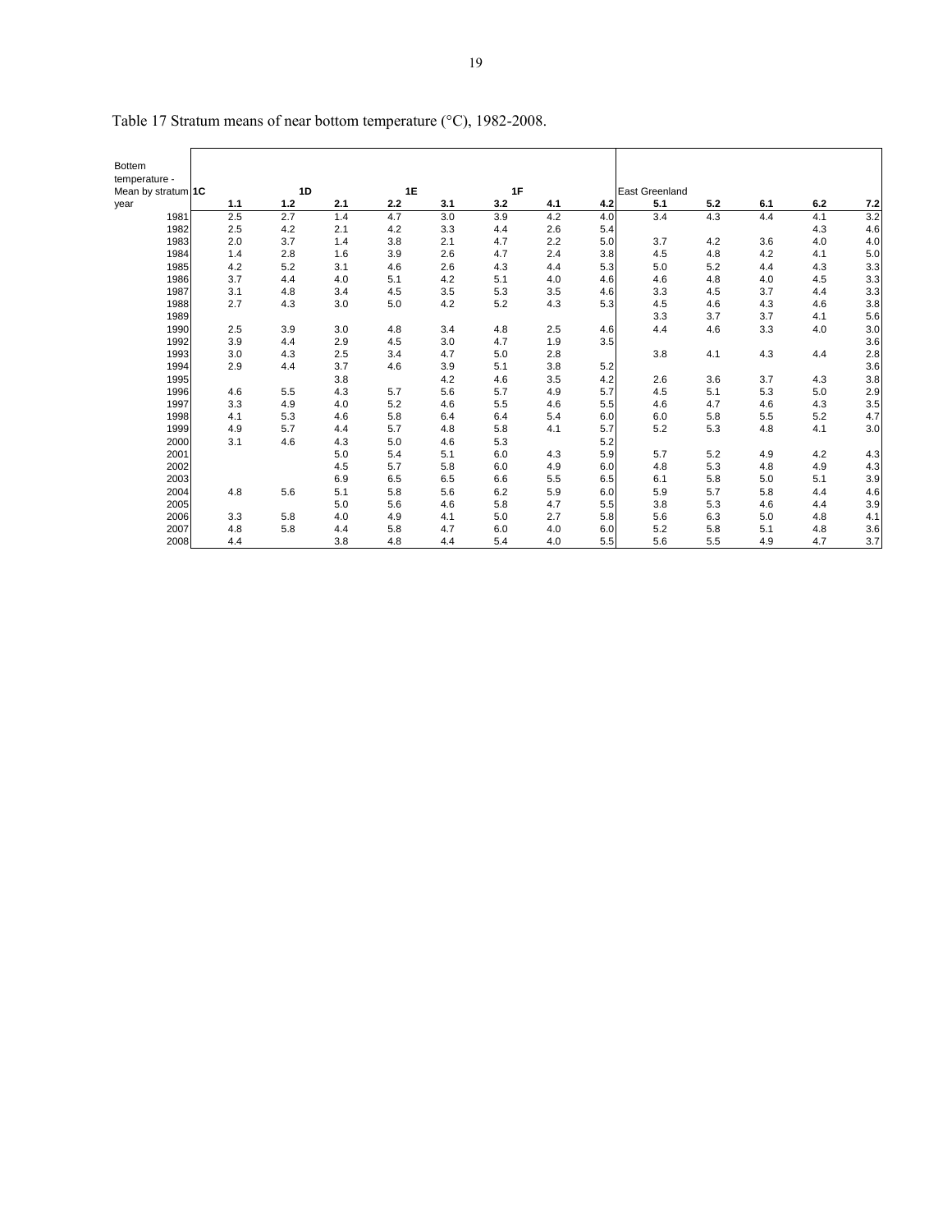Table 17 Stratum means of near bottom temperature (°C), 1982-2008.

| Bottom temperature - Mean by stratum | 1C | 1D | | 1E | | 1F | | | East Greenland | | | | |
|---|---|---|---|---|---|---|---|---|---|---|---|---|---|
| year | 1.1 | 1.2 | 2.1 | 2.2 | 3.1 | 3.2 | 4.1 | 4.2 | 5.1 | 5.2 | 6.1 | 6.2 | 7.2 |
| 1981 | 2.5 | 2.7 | 1.4 | 4.7 | 3.0 | 3.9 | 4.2 | 4.0 | 3.4 | 4.3 | 4.4 | 4.1 | 3.2 |
| 1982 | 2.5 | 4.2 | 2.1 | 4.2 | 3.3 | 4.4 | 2.6 | 5.4 | | | | 4.3 | 4.6 |
| 1983 | 2.0 | 3.7 | 1.4 | 3.8 | 2.1 | 4.7 | 2.2 | 5.0 | 3.7 | 4.2 | 3.6 | 4.0 | 4.0 |
| 1984 | 1.4 | 2.8 | 1.6 | 3.9 | 2.6 | 4.7 | 2.4 | 3.8 | 4.5 | 4.8 | 4.2 | 4.1 | 5.0 |
| 1985 | 4.2 | 5.2 | 3.1 | 4.6 | 2.6 | 4.3 | 4.4 | 5.3 | 5.0 | 5.2 | 4.4 | 4.3 | 3.3 |
| 1986 | 3.7 | 4.4 | 4.0 | 5.1 | 4.2 | 5.1 | 4.0 | 4.6 | 4.6 | 4.8 | 4.0 | 4.5 | 3.3 |
| 1987 | 3.1 | 4.8 | 3.4 | 4.5 | 3.5 | 5.3 | 3.5 | 4.6 | 3.3 | 4.5 | 3.7 | 4.4 | 3.3 |
| 1988 | 2.7 | 4.3 | 3.0 | 5.0 | 4.2 | 5.2 | 4.3 | 5.3 | 4.5 | 4.6 | 4.3 | 4.6 | 3.8 |
| 1989 | | | | | | | | | 3.3 | 3.7 | 3.7 | 4.1 | 5.6 |
| 1990 | 2.5 | 3.9 | 3.0 | 4.8 | 3.4 | 4.8 | 2.5 | 4.6 | 4.4 | 4.6 | 3.3 | 4.0 | 3.0 |
| 1992 | 3.9 | 4.4 | 2.9 | 4.5 | 3.0 | 4.7 | 1.9 | 3.5 | | | | | 3.6 |
| 1993 | 3.0 | 4.3 | 2.5 | 3.4 | 4.7 | 5.0 | 2.8 | | 3.8 | 4.1 | 4.3 | 4.4 | 2.8 |
| 1994 | 2.9 | 4.4 | 3.7 | 4.6 | 3.9 | 5.1 | 3.8 | 5.2 | | | | | 3.6 |
| 1995 | | | 3.8 | | 4.2 | 4.6 | 3.5 | 4.2 | 2.6 | 3.6 | 3.7 | 4.3 | 3.8 |
| 1996 | 4.6 | 5.5 | 4.3 | 5.7 | 5.6 | 5.7 | 4.9 | 5.7 | 4.5 | 5.1 | 5.3 | 5.0 | 2.9 |
| 1997 | 3.3 | 4.9 | 4.0 | 5.2 | 4.6 | 5.5 | 4.6 | 5.5 | 4.6 | 4.7 | 4.6 | 4.3 | 3.5 |
| 1998 | 4.1 | 5.3 | 4.6 | 5.8 | 6.4 | 6.4 | 5.4 | 6.0 | 6.0 | 5.8 | 5.5 | 5.2 | 4.7 |
| 1999 | 4.9 | 5.7 | 4.4 | 5.7 | 4.8 | 5.8 | 4.1 | 5.7 | 5.2 | 5.3 | 4.8 | 4.1 | 3.0 |
| 2000 | 3.1 | 4.6 | 4.3 | 5.0 | 4.6 | 5.3 | | 5.2 | | | | | |
| 2001 | | | 5.0 | 5.4 | 5.1 | 6.0 | 4.3 | 5.9 | 5.7 | 5.2 | 4.9 | 4.2 | 4.3 |
| 2002 | | | 4.5 | 5.7 | 5.8 | 6.0 | 4.9 | 6.0 | 4.8 | 5.3 | 4.8 | 4.9 | 4.3 |
| 2003 | | | 6.9 | 6.5 | 6.5 | 6.6 | 5.5 | 6.5 | 6.1 | 5.8 | 5.0 | 5.1 | 3.9 |
| 2004 | 4.8 | 5.6 | 5.1 | 5.8 | 5.6 | 6.2 | 5.9 | 6.0 | 5.9 | 5.7 | 5.8 | 4.4 | 4.6 |
| 2005 | | | 5.0 | 5.6 | 4.6 | 5.8 | 4.7 | 5.5 | 3.8 | 5.3 | 4.6 | 4.4 | 3.9 |
| 2006 | 3.3 | 5.8 | 4.0 | 4.9 | 4.1 | 5.0 | 2.7 | 5.8 | 5.6 | 6.3 | 5.0 | 4.8 | 4.1 |
| 2007 | 4.8 | 5.8 | 4.4 | 5.8 | 4.7 | 6.0 | 4.0 | 6.0 | 5.2 | 5.8 | 5.1 | 4.8 | 3.6 |
| 2008 | 4.4 | | 3.8 | 4.8 | 4.4 | 5.4 | 4.0 | 5.5 | 5.6 | 5.5 | 4.9 | 4.7 | 3.7 |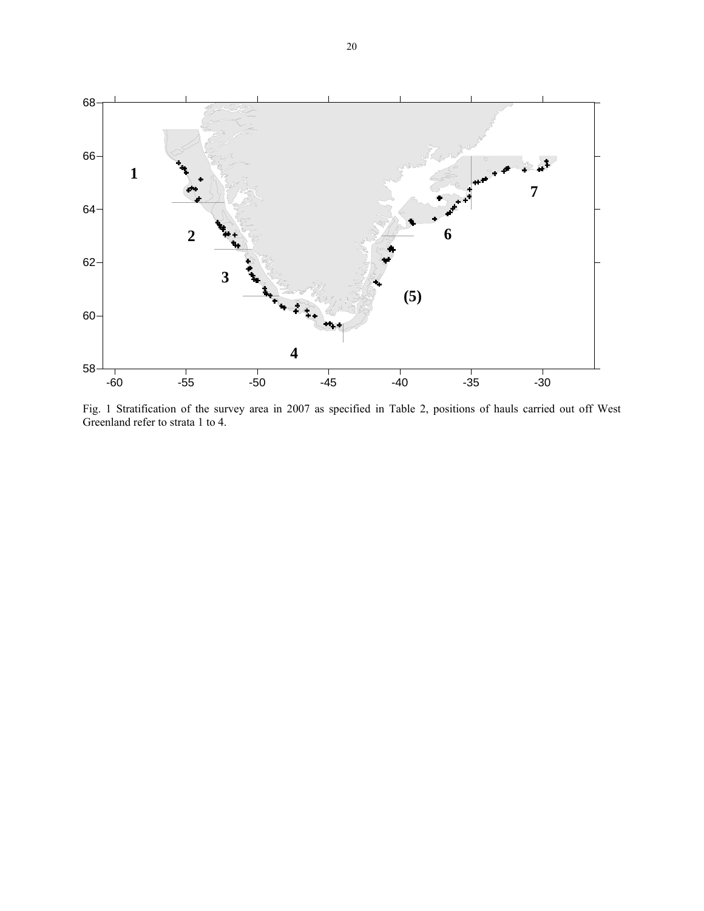Fig. 1 Stratification of the survey area in 2007 as specified in Table 2, positions of hauls carried out off West Greenland refer to strata 1 to 4.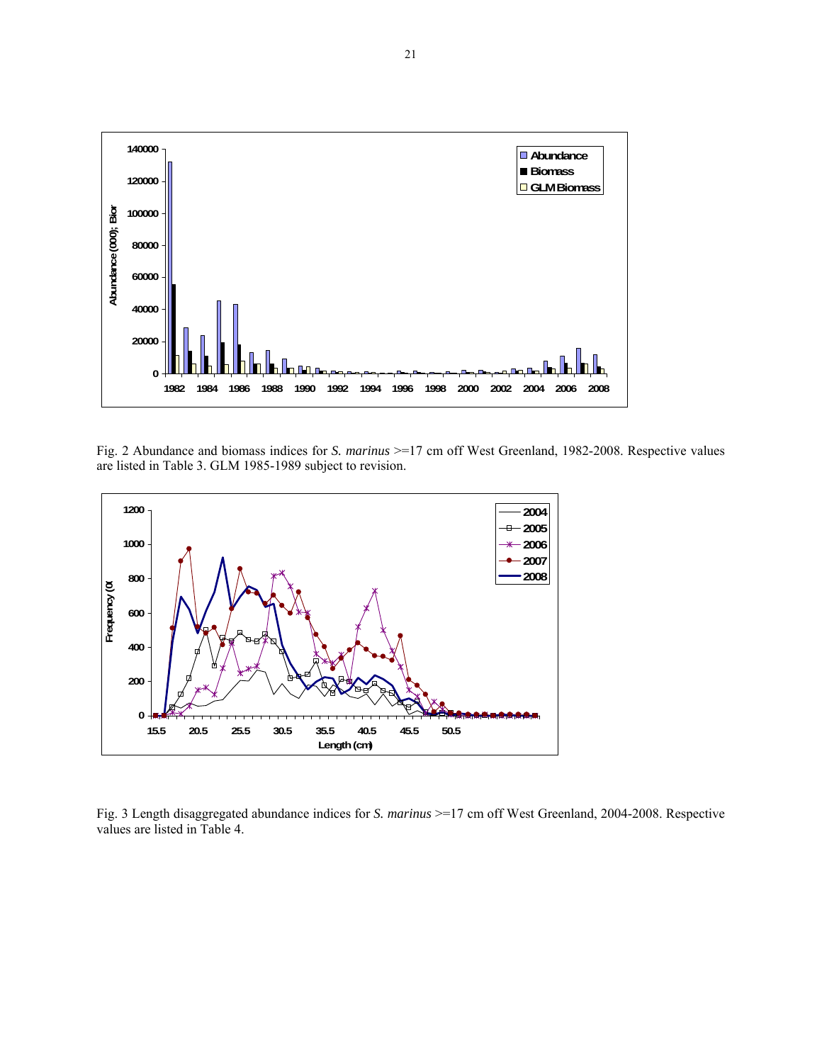Fig. 2 Abundance and biomass indices for *S. marinus* >=17 cm off West Greenland, 1982-2008. Respective values are listed in Table 3. GLM 1985-1989 subject to revision.

Fig. 3 Length disaggregated abundance indices for *S. marinus* >=17 cm off West Greenland, 2004-2008. Respective values are listed in Table 4.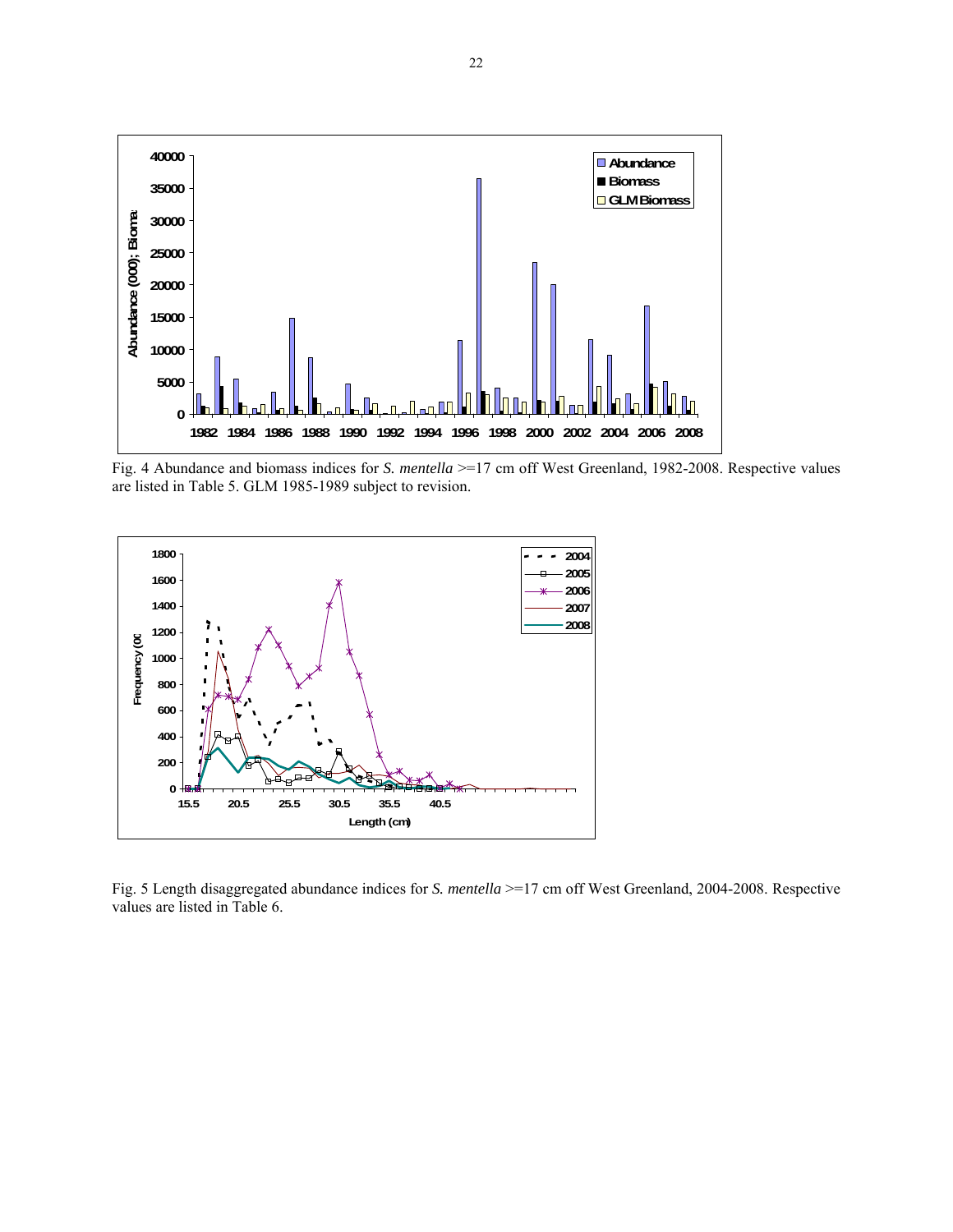Fig. 4 Abundance and biomass indices for *S. mentella* >=17 cm off West Greenland, 1982-2008. Respective values are listed in Table 5. GLM 1985-1989 subject to revision.

Fig. 5 Length disaggregated abundance indices for *S. mentella* >=17 cm off West Greenland, 2004-2008. Respective values are listed in Table 6.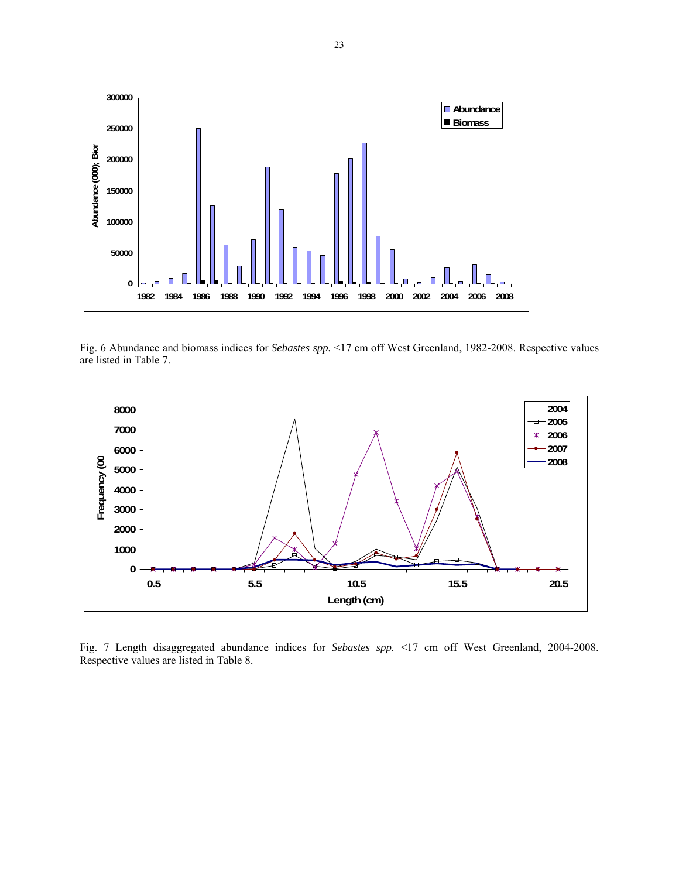Fig. 6 Abundance and biomass indices for *Sebastes spp.* <17 cm off West Greenland, 1982-2008. Respective values are listed in Table 7.

Fig. 7 Length disaggregated abundance indices for *Sebastes spp.* <17 cm off West Greenland, 2004-2008. Respective values are listed in Table 8.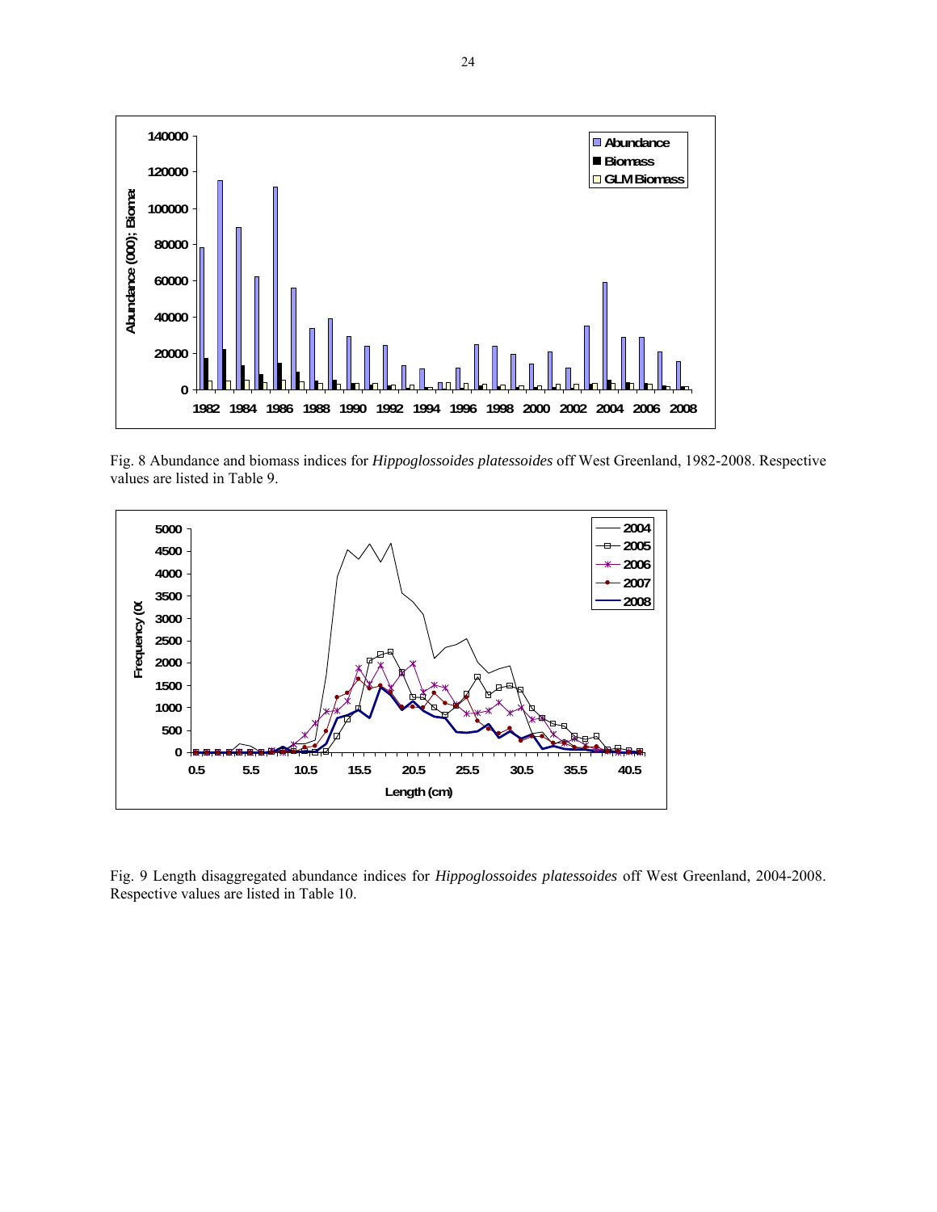Fig. 8 Abundance and biomass indices for *Hippoglossoides platessoides* off West Greenland, 1982-2008. Respective values are listed in Table 9.

Fig. 9 Length disaggregated abundance indices for *Hippoglossoides platessoides* off West Greenland, 2004-2008. Respective values are listed in Table 10.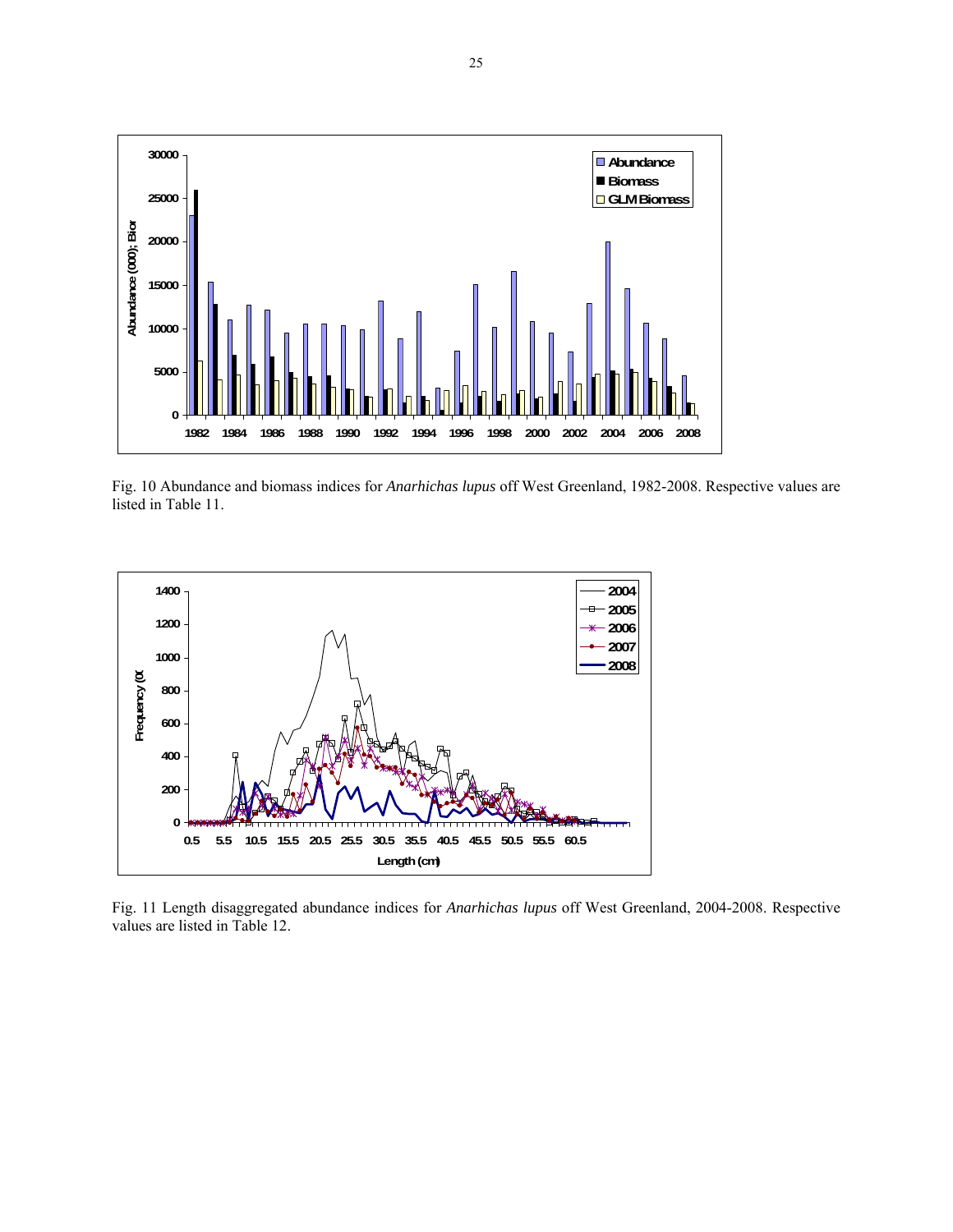Fig. 10 Abundance and biomass indices for *Anarhichas lupus* off West Greenland, 1982-2008. Respective values are listed in Table 11.

Fig. 11 Length disaggregated abundance indices for *Anarhichas lupus* off West Greenland, 2004-2008. Respective values are listed in Table 12.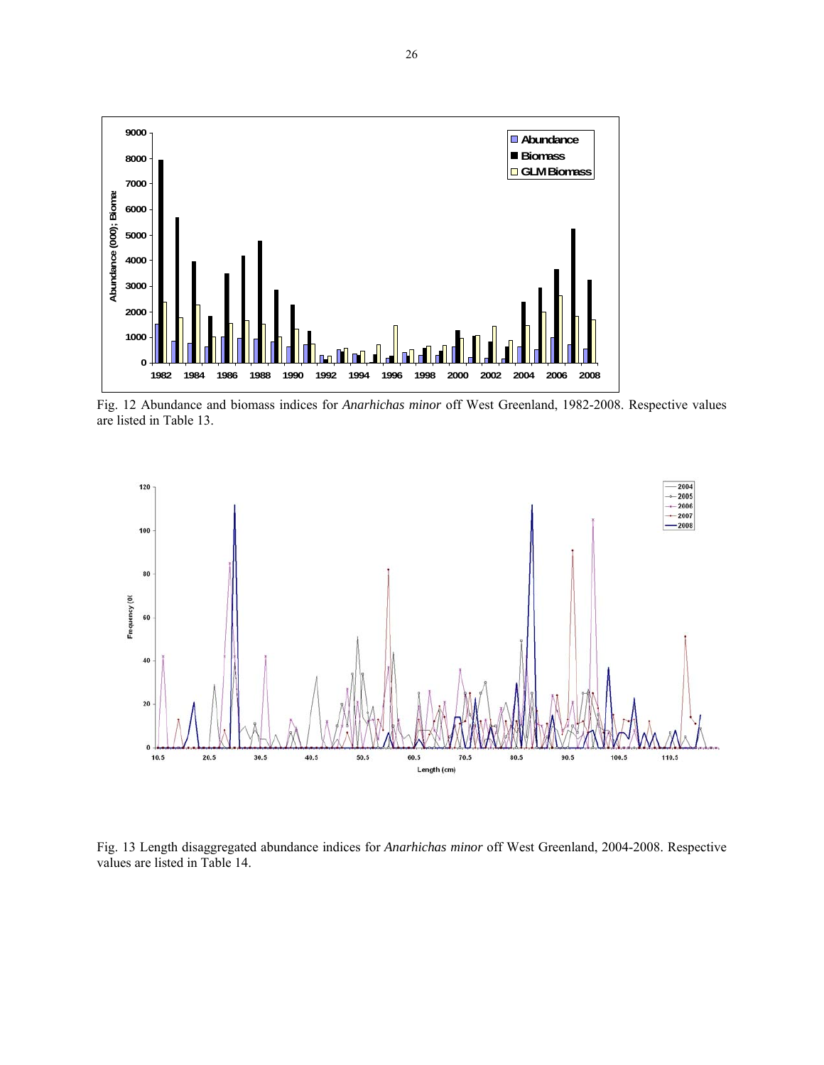Fig. 12 Abundance and biomass indices for *Anarhichas minor* off West Greenland, 1982-2008. Respective values are listed in Table 13.

Fig. 13 Length disaggregated abundance indices for *Anarhichas minor* off West Greenland, 2004-2008. Respective values are listed in Table 14.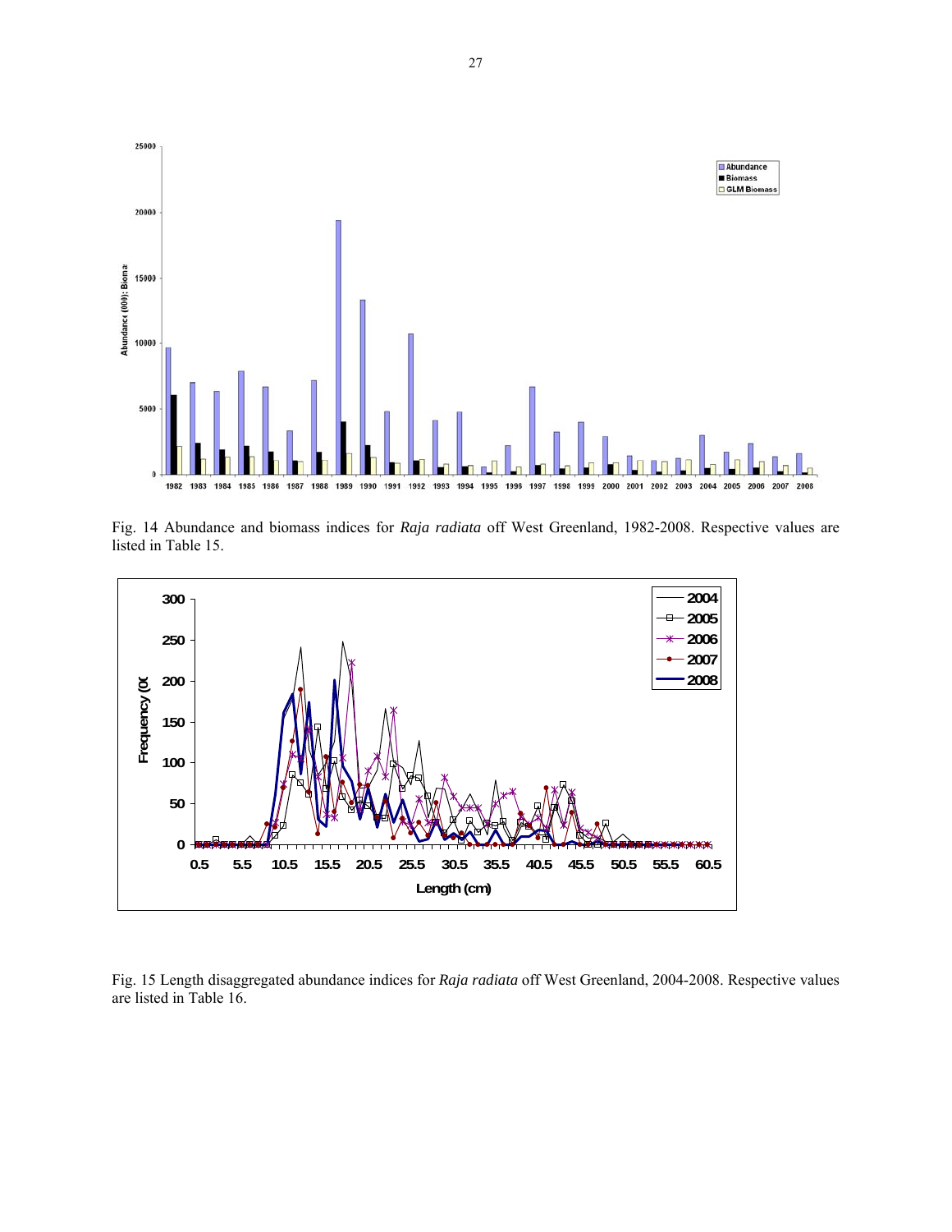Fig. 14 Abundance and biomass indices for *Raja radiata* off West Greenland, 1982-2008. Respective values are listed in Table 15.

Fig. 15 Length disaggregated abundance indices for *Raja radiata* off West Greenland, 2004-2008. Respective values are listed in Table 16.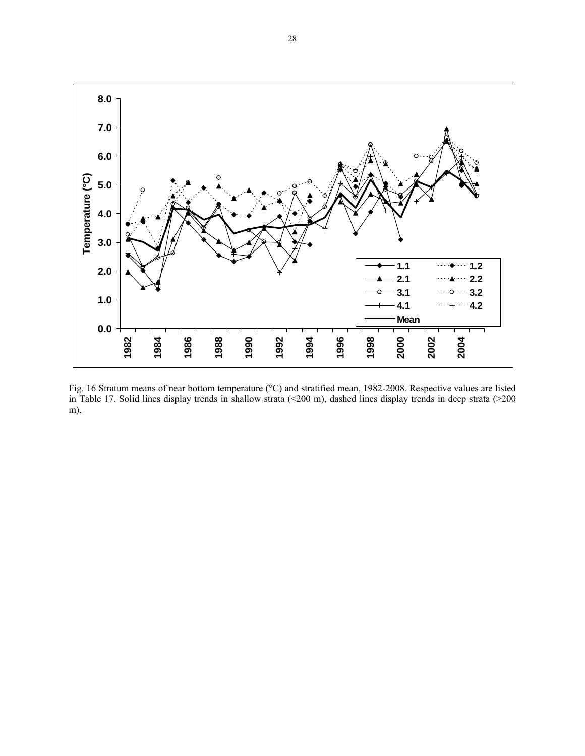8.0
7.0
6.0
5.0
4.0
3.0
2.0
1.0
0.0

Temperature (°C)

1982
1984
1986
1988
1990
1992
1994
1996
1998
2000
2002
2004

1.1
1.2
2.1
2.2
3.1
3.2
4.1
4.2
Mean

Fig. 16 Stratum means of near bottom temperature (°C) and stratified mean, 1982-2008. Respective values are listed in Table 17. Solid lines display trends in shallow strata (<200 m), dashed lines display trends in deep strata (>200 m),